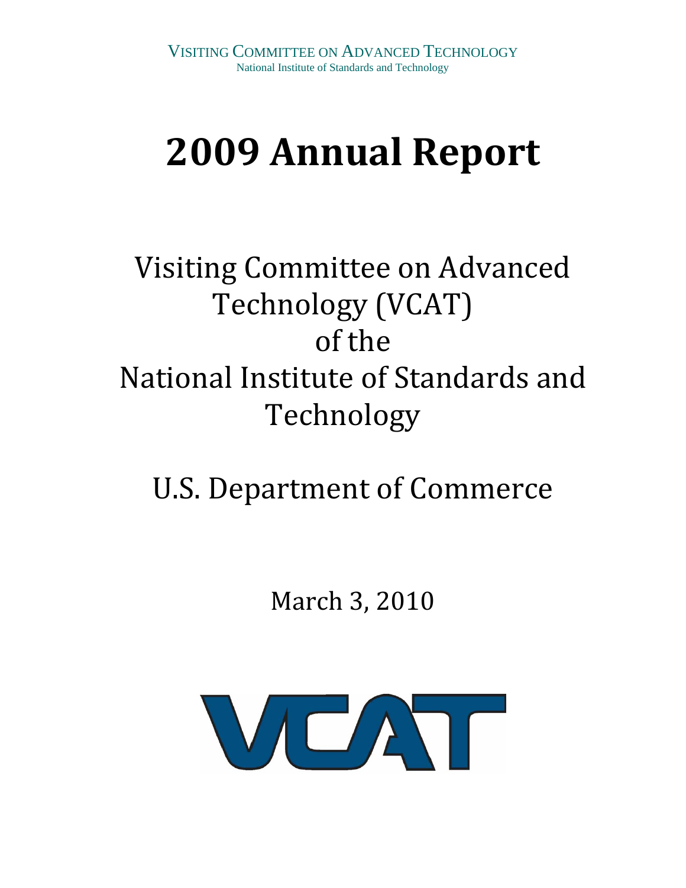VISITING COMMITTEE ON ADVANCED TECHNOLOGY
National Institute of Standards and Technology

# 2009 Annual Report

Visiting Committee on Advanced Technology (VCAT)
of the
National Institute of Standards and Technology

U.S. Department of Commerce

March 3, 2010

VCAT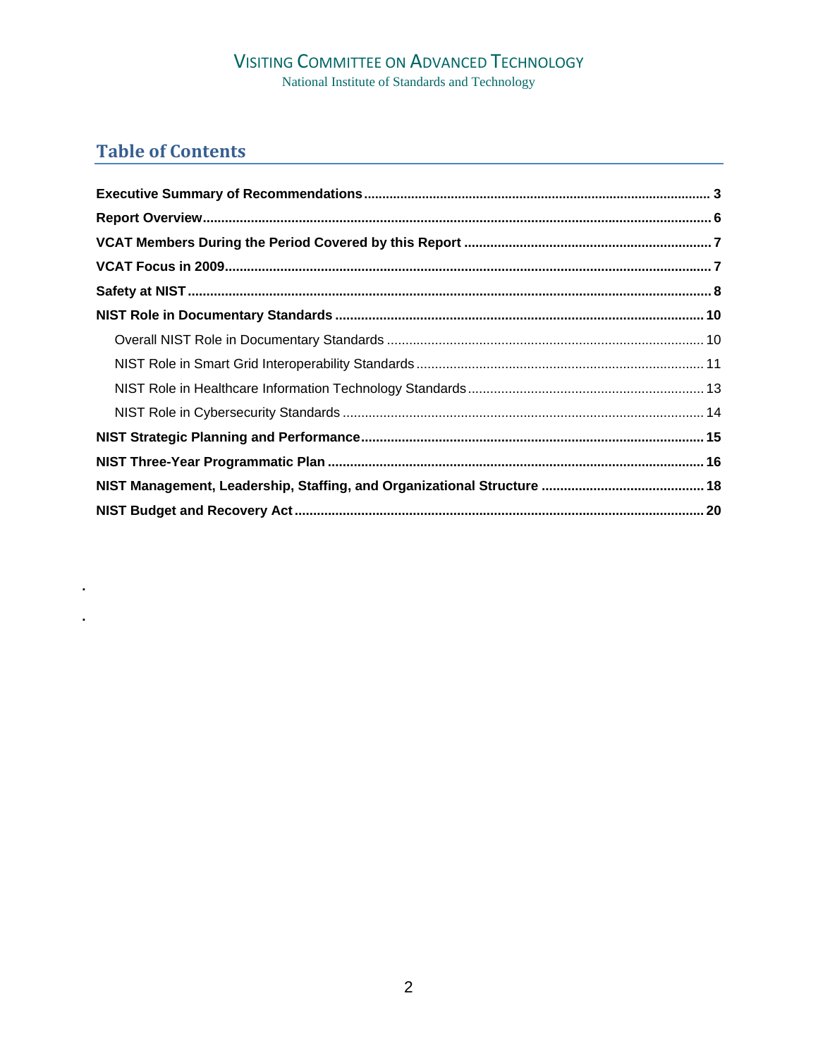## Table of Contents

**Executive Summary of Recommendations** .......... 3

**Report Overview** .......... 6

**VCAT Members During the Period Covered by this Report** .......... 7

**VCAT Focus in 2009** .......... 7

**Safety at NIST** .......... 8

**NIST Role in Documentary Standards** .......... 10

- Overall NIST Role in Documentary Standards .......... 10
- NIST Role in Smart Grid Interoperability Standards .......... 11
- NIST Role in Healthcare Information Technology Standards .......... 13
- NIST Role in Cybersecurity Standards .......... 14

**NIST Strategic Planning and Performance** .......... 15

**NIST Three-Year Programmatic Plan** .......... 16

**NIST Management, Leadership, Staffing, and Organizational Structure** .......... 18

**NIST Budget and Recovery Act** .......... 20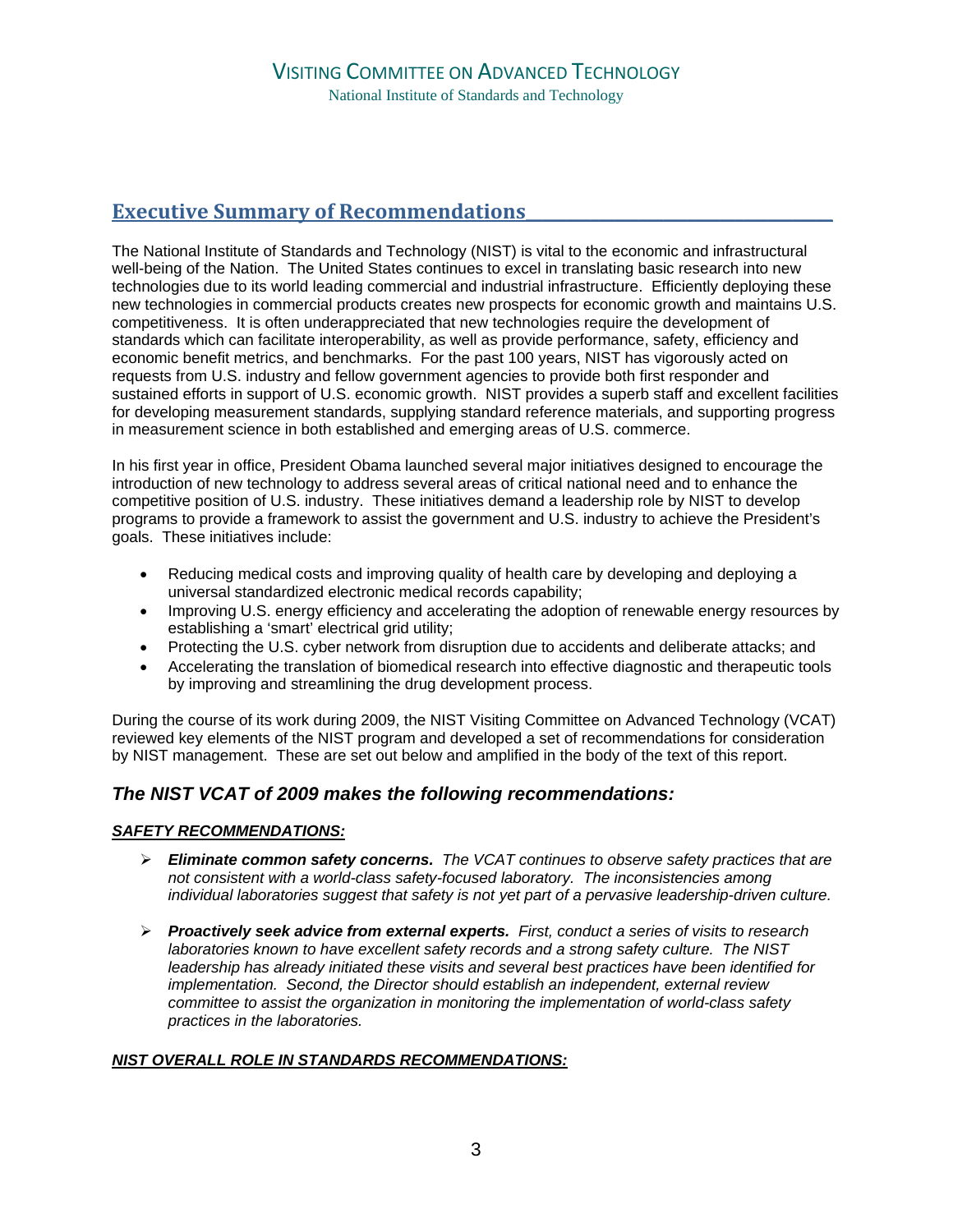## Executive Summary of Recommendations

The National Institute of Standards and Technology (NIST) is vital to the economic and infrastructural well-being of the Nation. The United States continues to excel in translating basic research into new technologies due to its world leading commercial and industrial infrastructure. Efficiently deploying these new technologies in commercial products creates new prospects for economic growth and maintains U.S. competitiveness. It is often underappreciated that new technologies require the development of standards which can facilitate interoperability, as well as provide performance, safety, efficiency and economic benefit metrics, and benchmarks. For the past 100 years, NIST has vigorously acted on requests from U.S. industry and fellow government agencies to provide both first responder and sustained efforts in support of U.S. economic growth. NIST provides a superb staff and excellent facilities for developing measurement standards, supplying standard reference materials, and supporting progress in measurement science in both established and emerging areas of U.S. commerce.

In his first year in office, President Obama launched several major initiatives designed to encourage the introduction of new technology to address several areas of critical national need and to enhance the competitive position of U.S. industry. These initiatives demand a leadership role by NIST to develop programs to provide a framework to assist the government and U.S. industry to achieve the President's goals. These initiatives include:

- Reducing medical costs and improving quality of health care by developing and deploying a universal standardized electronic medical records capability;
- Improving U.S. energy efficiency and accelerating the adoption of renewable energy resources by establishing a 'smart' electrical grid utility;
- Protecting the U.S. cyber network from disruption due to accidents and deliberate attacks; and
- Accelerating the translation of biomedical research into effective diagnostic and therapeutic tools by improving and streamlining the drug development process.

During the course of its work during 2009, the NIST Visiting Committee on Advanced Technology (VCAT) reviewed key elements of the NIST program and developed a set of recommendations for consideration by NIST management. These are set out below and amplified in the body of the text of this report.

### *The NIST VCAT of 2009 makes the following recommendations:*

***SAFETY RECOMMENDATIONS:***

- ***Eliminate common safety concerns.*** *The VCAT continues to observe safety practices that are not consistent with a world-class safety-focused laboratory. The inconsistencies among individual laboratories suggest that safety is not yet part of a pervasive leadership-driven culture.*

- ***Proactively seek advice from external experts.*** *First, conduct a series of visits to research laboratories known to have excellent safety records and a strong safety culture. The NIST leadership has already initiated these visits and several best practices have been identified for implementation. Second, the Director should establish an independent, external review committee to assist the organization in monitoring the implementation of world-class safety practices in the laboratories.*

***NIST OVERALL ROLE IN STANDARDS RECOMMENDATIONS:***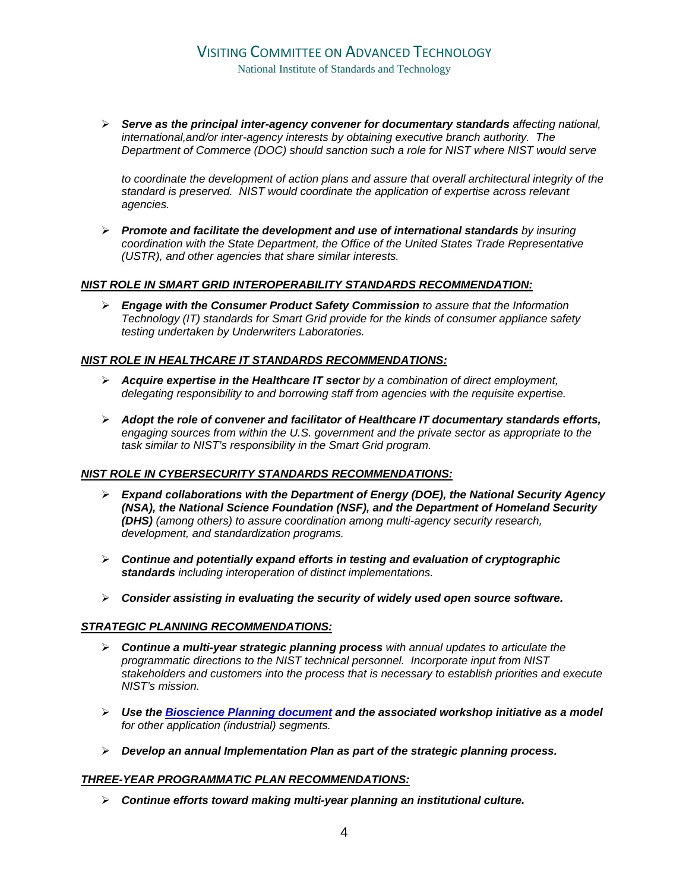- ***Serve as the principal inter-agency convener for documentary standards** affecting national, international,and/or inter-agency interests by obtaining executive branch authority. The Department of Commerce (DOC) should sanction such a role for NIST where NIST would serve*

  *to coordinate the development of action plans and assure that overall architectural integrity of the standard is preserved. NIST would coordinate the application of expertise across relevant agencies.*

- ***Promote and facilitate the development and use of international standards** by insuring coordination with the State Department, the Office of the United States Trade Representative (USTR), and other agencies that share similar interests.*

***NIST ROLE IN SMART GRID INTEROPERABILITY STANDARDS RECOMMENDATION:***

- ***Engage with the Consumer Product Safety Commission** to assure that the Information Technology (IT) standards for Smart Grid provide for the kinds of consumer appliance safety testing undertaken by Underwriters Laboratories.*

***NIST ROLE IN HEALTHCARE IT STANDARDS RECOMMENDATIONS:***

- ***Acquire expertise in the Healthcare IT sector** by a combination of direct employment, delegating responsibility to and borrowing staff from agencies with the requisite expertise.*

- ***Adopt the role of convener and facilitator of Healthcare IT documentary standards efforts,** engaging sources from within the U.S. government and the private sector as appropriate to the task similar to NIST's responsibility in the Smart Grid program.*

***NIST ROLE IN CYBERSECURITY STANDARDS RECOMMENDATIONS:***

- ***Expand collaborations with the Department of Energy (DOE), the National Security Agency (NSA), the National Science Foundation (NSF), and the Department of Homeland Security (DHS)** (among others) to assure coordination among multi-agency security research, development, and standardization programs.*

- ***Continue and potentially expand efforts in testing and evaluation of cryptographic standards** including interoperation of distinct implementations.*

- ***Consider assisting in evaluating the security of widely used open source software.***

***STRATEGIC PLANNING RECOMMENDATIONS:***

- ***Continue a multi-year strategic planning process** with annual updates to articulate the programmatic directions to the NIST technical personnel. Incorporate input from NIST stakeholders and customers into the process that is necessary to establish priorities and execute NIST's mission.*

- ***Use the Bioscience Planning document and the associated workshop initiative as a model** for other application (industrial) segments.*

- ***Develop an annual Implementation Plan as part of the strategic planning process.***

***THREE-YEAR PROGRAMMATIC PLAN RECOMMENDATIONS:***

- ***Continue efforts toward making multi-year planning an institutional culture.***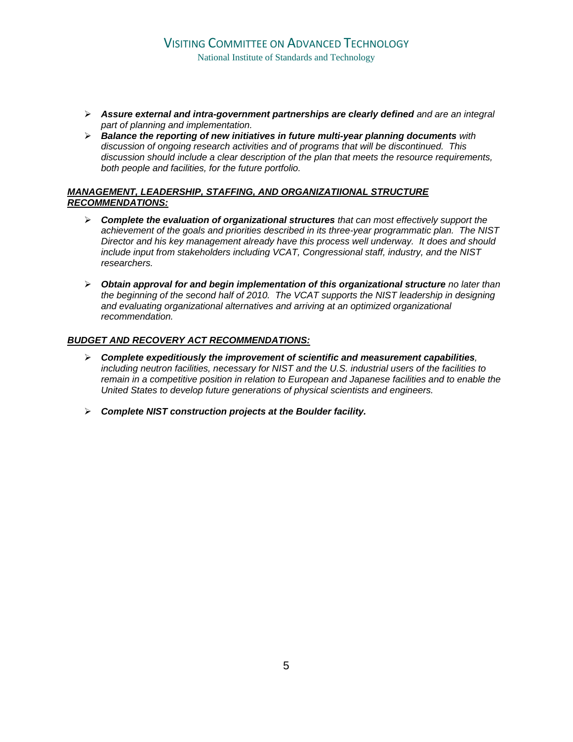- ***Assure external and intra-government partnerships are clearly defined** and are an integral part of planning and implementation.*
- ***Balance the reporting of new initiatives in future multi-year planning documents** with discussion of ongoing research activities and of programs that will be discontinued. This discussion should include a clear description of the plan that meets the resource requirements, both people and facilities, for the future portfolio.*

***MANAGEMENT, LEADERSHIP, STAFFING, AND ORGANIZATIIONAL STRUCTURE RECOMMENDATIONS:***

- ***Complete the evaluation of organizational structures** that can most effectively support the achievement of the goals and priorities described in its three-year programmatic plan. The NIST Director and his key management already have this process well underway. It does and should include input from stakeholders including VCAT, Congressional staff, industry, and the NIST researchers.*

- ***Obtain approval for and begin implementation of this organizational structure** no later than the beginning of the second half of 2010. The VCAT supports the NIST leadership in designing and evaluating organizational alternatives and arriving at an optimized organizational recommendation.*

***BUDGET AND RECOVERY ACT RECOMMENDATIONS:***

- ***Complete expeditiously the improvement of scientific and measurement capabilities**, including neutron facilities, necessary for NIST and the U.S. industrial users of the facilities to remain in a competitive position in relation to European and Japanese facilities and to enable the United States to develop future generations of physical scientists and engineers.*

- ***Complete NIST construction projects at the Boulder facility.***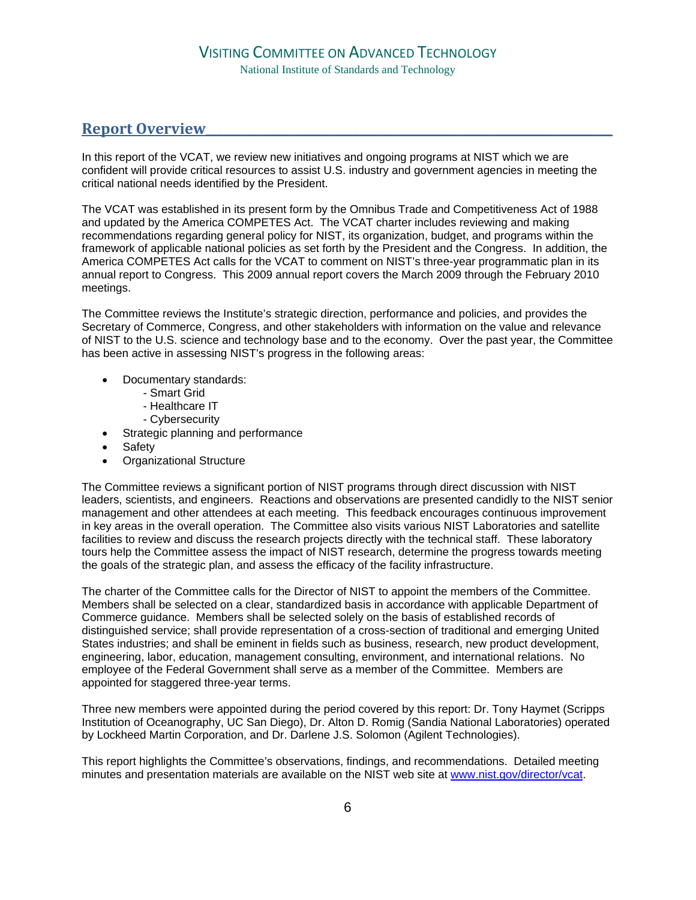## Report Overview

In this report of the VCAT, we review new initiatives and ongoing programs at NIST which we are confident will provide critical resources to assist U.S. industry and government agencies in meeting the critical national needs identified by the President.

The VCAT was established in its present form by the Omnibus Trade and Competitiveness Act of 1988 and updated by the America COMPETES Act. The VCAT charter includes reviewing and making recommendations regarding general policy for NIST, its organization, budget, and programs within the framework of applicable national policies as set forth by the President and the Congress. In addition, the America COMPETES Act calls for the VCAT to comment on NIST's three-year programmatic plan in its annual report to Congress. This 2009 annual report covers the March 2009 through the February 2010 meetings.

The Committee reviews the Institute's strategic direction, performance and policies, and provides the Secretary of Commerce, Congress, and other stakeholders with information on the value and relevance of NIST to the U.S. science and technology base and to the economy. Over the past year, the Committee has been active in assessing NIST's progress in the following areas:

- Documentary standards:
  - Smart Grid
  - Healthcare IT
  - Cybersecurity
- Strategic planning and performance
- Safety
- Organizational Structure

The Committee reviews a significant portion of NIST programs through direct discussion with NIST leaders, scientists, and engineers. Reactions and observations are presented candidly to the NIST senior management and other attendees at each meeting. This feedback encourages continuous improvement in key areas in the overall operation. The Committee also visits various NIST Laboratories and satellite facilities to review and discuss the research projects directly with the technical staff. These laboratory tours help the Committee assess the impact of NIST research, determine the progress towards meeting the goals of the strategic plan, and assess the efficacy of the facility infrastructure.

The charter of the Committee calls for the Director of NIST to appoint the members of the Committee. Members shall be selected on a clear, standardized basis in accordance with applicable Department of Commerce guidance. Members shall be selected solely on the basis of established records of distinguished service; shall provide representation of a cross-section of traditional and emerging United States industries; and shall be eminent in fields such as business, research, new product development, engineering, labor, education, management consulting, environment, and international relations. No employee of the Federal Government shall serve as a member of the Committee. Members are appointed for staggered three-year terms.

Three new members were appointed during the period covered by this report: Dr. Tony Haymet (Scripps Institution of Oceanography, UC San Diego), Dr. Alton D. Romig (Sandia National Laboratories) operated by Lockheed Martin Corporation, and Dr. Darlene J.S. Solomon (Agilent Technologies).

This report highlights the Committee's observations, findings, and recommendations. Detailed meeting minutes and presentation materials are available on the NIST web site at www.nist.gov/director/vcat.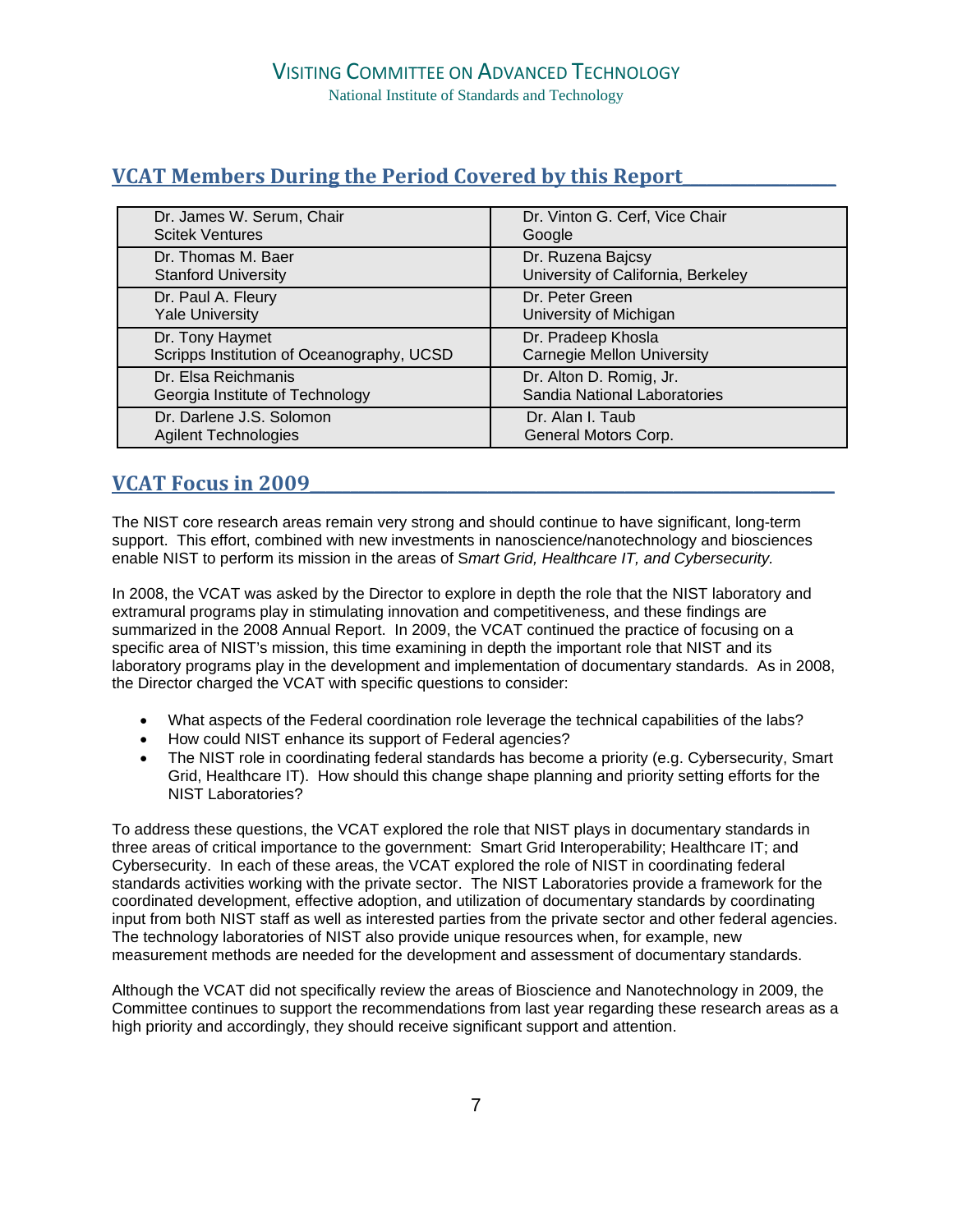## VCAT Members During the Period Covered by this Report

| | |
|---|---|
| Dr. James W. Serum, Chair<br>Scitek Ventures | Dr. Vinton G. Cerf, Vice Chair<br>Google |
| Dr. Thomas M. Baer<br>Stanford University | Dr. Ruzena Bajcsy<br>University of California, Berkeley |
| Dr. Paul A. Fleury<br>Yale University | Dr. Peter Green<br>University of Michigan |
| Dr. Tony Haymet<br>Scripps Institution of Oceanography, UCSD | Dr. Pradeep Khosla<br>Carnegie Mellon University |
| Dr. Elsa Reichmanis<br>Georgia Institute of Technology | Dr. Alton D. Romig, Jr.<br>Sandia National Laboratories |
| Dr. Darlene J.S. Solomon<br>Agilent Technologies | Dr. Alan I. Taub<br>General Motors Corp. |

## VCAT Focus in 2009

The NIST core research areas remain very strong and should continue to have significant, long-term support. This effort, combined with new investments in nanoscience/nanotechnology and biosciences enable NIST to perform its mission in the areas of S*mart Grid, Healthcare IT, and Cybersecurity.*

In 2008, the VCAT was asked by the Director to explore in depth the role that the NIST laboratory and extramural programs play in stimulating innovation and competitiveness, and these findings are summarized in the 2008 Annual Report. In 2009, the VCAT continued the practice of focusing on a specific area of NIST's mission, this time examining in depth the important role that NIST and its laboratory programs play in the development and implementation of documentary standards. As in 2008, the Director charged the VCAT with specific questions to consider:

- What aspects of the Federal coordination role leverage the technical capabilities of the labs?
- How could NIST enhance its support of Federal agencies?
- The NIST role in coordinating federal standards has become a priority (e.g. Cybersecurity, Smart Grid, Healthcare IT). How should this change shape planning and priority setting efforts for the NIST Laboratories?

To address these questions, the VCAT explored the role that NIST plays in documentary standards in three areas of critical importance to the government: Smart Grid Interoperability; Healthcare IT; and Cybersecurity. In each of these areas, the VCAT explored the role of NIST in coordinating federal standards activities working with the private sector. The NIST Laboratories provide a framework for the coordinated development, effective adoption, and utilization of documentary standards by coordinating input from both NIST staff as well as interested parties from the private sector and other federal agencies. The technology laboratories of NIST also provide unique resources when, for example, new measurement methods are needed for the development and assessment of documentary standards.

Although the VCAT did not specifically review the areas of Bioscience and Nanotechnology in 2009, the Committee continues to support the recommendations from last year regarding these research areas as a high priority and accordingly, they should receive significant support and attention.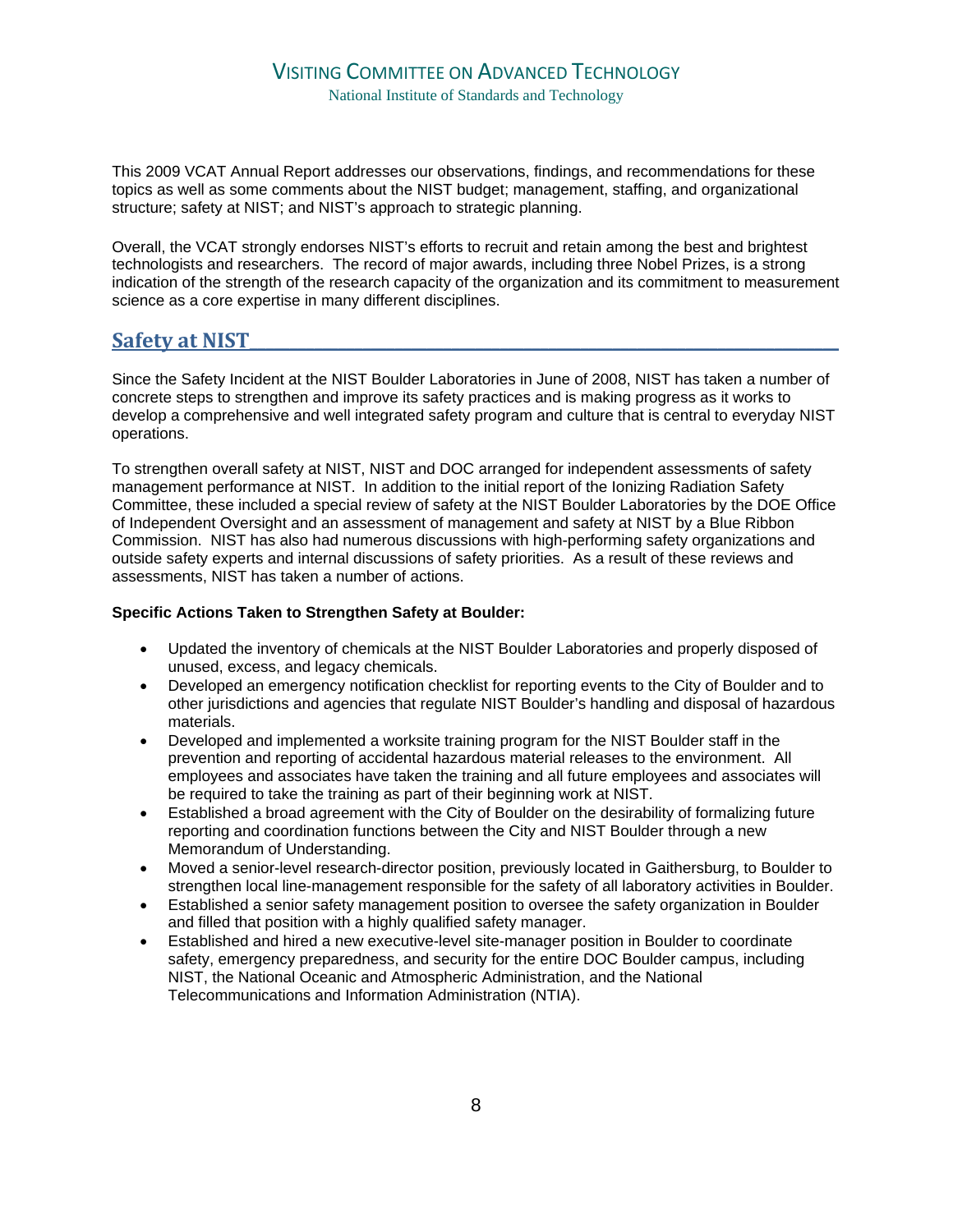This 2009 VCAT Annual Report addresses our observations, findings, and recommendations for these topics as well as some comments about the NIST budget; management, staffing, and organizational structure; safety at NIST; and NIST's approach to strategic planning.

Overall, the VCAT strongly endorses NIST's efforts to recruit and retain among the best and brightest technologists and researchers. The record of major awards, including three Nobel Prizes, is a strong indication of the strength of the research capacity of the organization and its commitment to measurement science as a core expertise in many different disciplines.

## Safety at NIST

Since the Safety Incident at the NIST Boulder Laboratories in June of 2008, NIST has taken a number of concrete steps to strengthen and improve its safety practices and is making progress as it works to develop a comprehensive and well integrated safety program and culture that is central to everyday NIST operations.

To strengthen overall safety at NIST, NIST and DOC arranged for independent assessments of safety management performance at NIST. In addition to the initial report of the Ionizing Radiation Safety Committee, these included a special review of safety at the NIST Boulder Laboratories by the DOE Office of Independent Oversight and an assessment of management and safety at NIST by a Blue Ribbon Commission. NIST has also had numerous discussions with high-performing safety organizations and outside safety experts and internal discussions of safety priorities. As a result of these reviews and assessments, NIST has taken a number of actions.

**Specific Actions Taken to Strengthen Safety at Boulder:**

- Updated the inventory of chemicals at the NIST Boulder Laboratories and properly disposed of unused, excess, and legacy chemicals.
- Developed an emergency notification checklist for reporting events to the City of Boulder and to other jurisdictions and agencies that regulate NIST Boulder's handling and disposal of hazardous materials.
- Developed and implemented a worksite training program for the NIST Boulder staff in the prevention and reporting of accidental hazardous material releases to the environment. All employees and associates have taken the training and all future employees and associates will be required to take the training as part of their beginning work at NIST.
- Established a broad agreement with the City of Boulder on the desirability of formalizing future reporting and coordination functions between the City and NIST Boulder through a new Memorandum of Understanding.
- Moved a senior-level research-director position, previously located in Gaithersburg, to Boulder to strengthen local line-management responsible for the safety of all laboratory activities in Boulder.
- Established a senior safety management position to oversee the safety organization in Boulder and filled that position with a highly qualified safety manager.
- Established and hired a new executive-level site-manager position in Boulder to coordinate safety, emergency preparedness, and security for the entire DOC Boulder campus, including NIST, the National Oceanic and Atmospheric Administration, and the National Telecommunications and Information Administration (NTIA).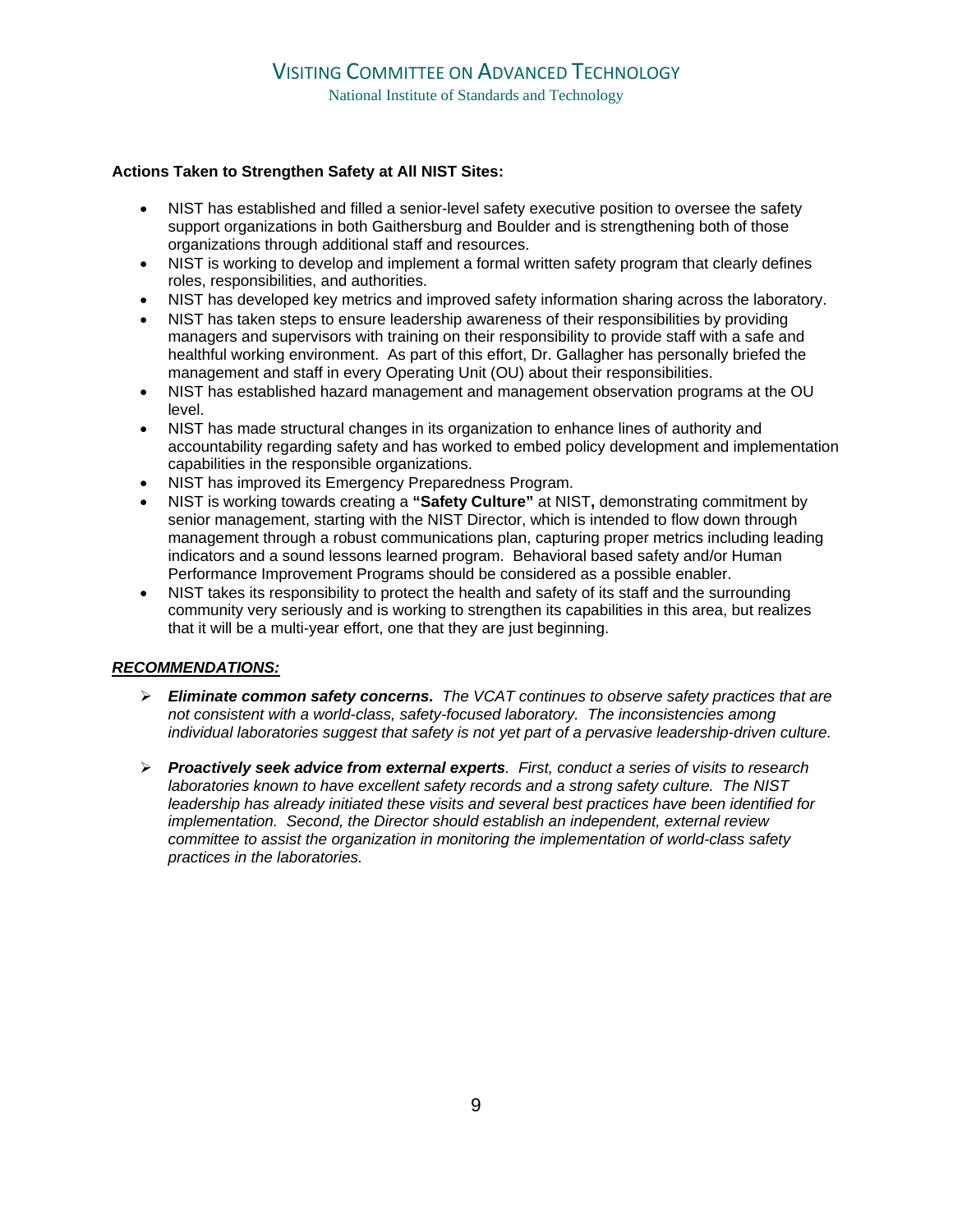**Actions Taken to Strengthen Safety at All NIST Sites:**

- NIST has established and filled a senior-level safety executive position to oversee the safety support organizations in both Gaithersburg and Boulder and is strengthening both of those organizations through additional staff and resources.
- NIST is working to develop and implement a formal written safety program that clearly defines roles, responsibilities, and authorities.
- NIST has developed key metrics and improved safety information sharing across the laboratory.
- NIST has taken steps to ensure leadership awareness of their responsibilities by providing managers and supervisors with training on their responsibility to provide staff with a safe and healthful working environment. As part of this effort, Dr. Gallagher has personally briefed the management and staff in every Operating Unit (OU) about their responsibilities.
- NIST has established hazard management and management observation programs at the OU level.
- NIST has made structural changes in its organization to enhance lines of authority and accountability regarding safety and has worked to embed policy development and implementation capabilities in the responsible organizations.
- NIST has improved its Emergency Preparedness Program.
- NIST is working towards creating a **"Safety Culture"** at NIST**,** demonstrating commitment by senior management, starting with the NIST Director, which is intended to flow down through management through a robust communications plan, capturing proper metrics including leading indicators and a sound lessons learned program. Behavioral based safety and/or Human Performance Improvement Programs should be considered as a possible enabler.
- NIST takes its responsibility to protect the health and safety of its staff and the surrounding community very seriously and is working to strengthen its capabilities in this area, but realizes that it will be a multi-year effort, one that they are just beginning.

***RECOMMENDATIONS:***

- ***Eliminate common safety concerns.*** *The VCAT continues to observe safety practices that are not consistent with a world-class, safety-focused laboratory. The inconsistencies among individual laboratories suggest that safety is not yet part of a pervasive leadership-driven culture.*

- ***Proactively seek advice from external experts****. First, conduct a series of visits to research laboratories known to have excellent safety records and a strong safety culture. The NIST leadership has already initiated these visits and several best practices have been identified for implementation. Second, the Director should establish an independent, external review committee to assist the organization in monitoring the implementation of world-class safety practices in the laboratories.*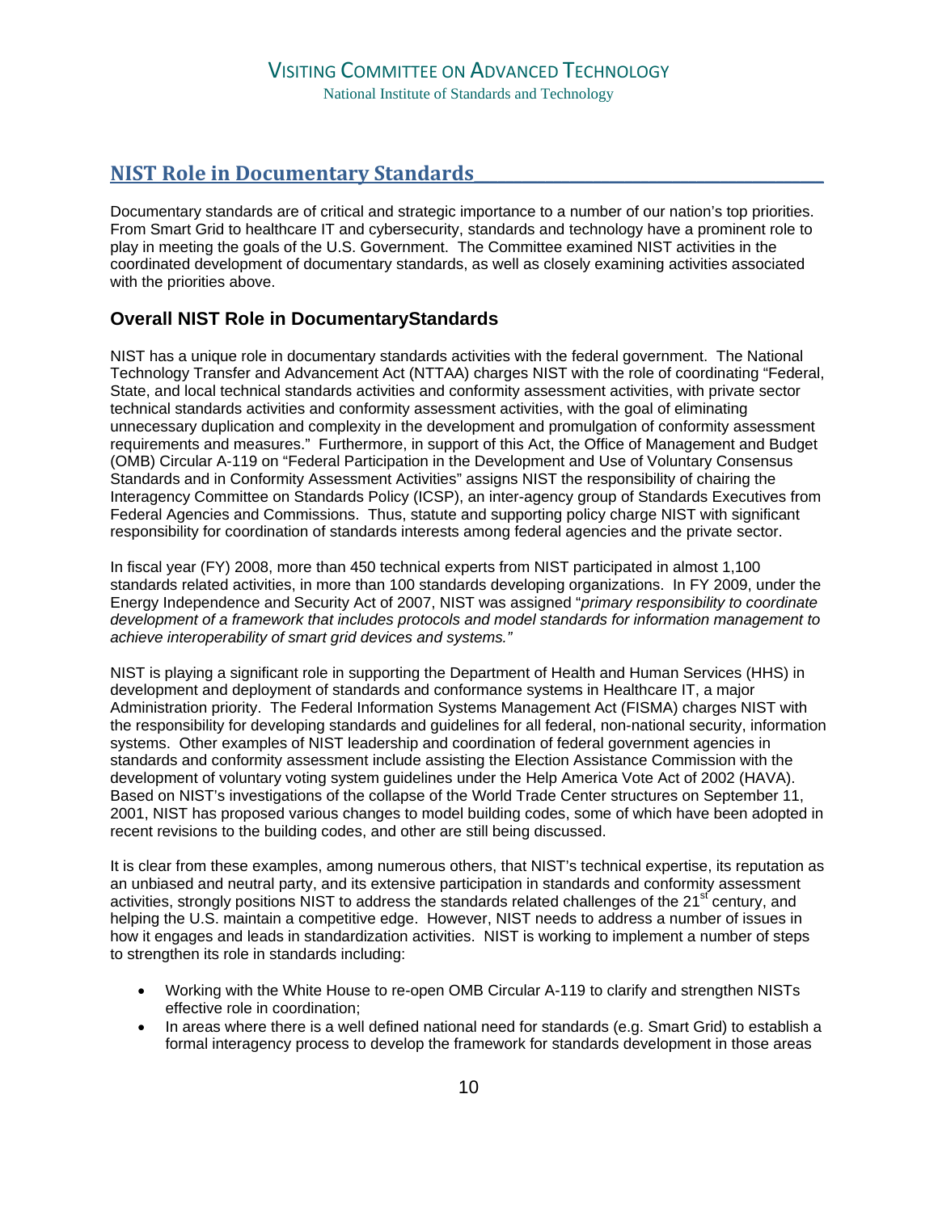## NIST Role in Documentary Standards

Documentary standards are of critical and strategic importance to a number of our nation's top priorities. From Smart Grid to healthcare IT and cybersecurity, standards and technology have a prominent role to play in meeting the goals of the U.S. Government. The Committee examined NIST activities in the coordinated development of documentary standards, as well as closely examining activities associated with the priorities above.

### Overall NIST Role in DocumentaryStandards

NIST has a unique role in documentary standards activities with the federal government. The National Technology Transfer and Advancement Act (NTTAA) charges NIST with the role of coordinating "Federal, State, and local technical standards activities and conformity assessment activities, with private sector technical standards activities and conformity assessment activities, with the goal of eliminating unnecessary duplication and complexity in the development and promulgation of conformity assessment requirements and measures." Furthermore, in support of this Act, the Office of Management and Budget (OMB) Circular A-119 on "Federal Participation in the Development and Use of Voluntary Consensus Standards and in Conformity Assessment Activities" assigns NIST the responsibility of chairing the Interagency Committee on Standards Policy (ICSP), an inter-agency group of Standards Executives from Federal Agencies and Commissions. Thus, statute and supporting policy charge NIST with significant responsibility for coordination of standards interests among federal agencies and the private sector.

In fiscal year (FY) 2008, more than 450 technical experts from NIST participated in almost 1,100 standards related activities, in more than 100 standards developing organizations. In FY 2009, under the Energy Independence and Security Act of 2007, NIST was assigned "*primary responsibility to coordinate development of a framework that includes protocols and model standards for information management to achieve interoperability of smart grid devices and systems.*"

NIST is playing a significant role in supporting the Department of Health and Human Services (HHS) in development and deployment of standards and conformance systems in Healthcare IT, a major Administration priority. The Federal Information Systems Management Act (FISMA) charges NIST with the responsibility for developing standards and guidelines for all federal, non-national security, information systems. Other examples of NIST leadership and coordination of federal government agencies in standards and conformity assessment include assisting the Election Assistance Commission with the development of voluntary voting system guidelines under the Help America Vote Act of 2002 (HAVA). Based on NIST's investigations of the collapse of the World Trade Center structures on September 11, 2001, NIST has proposed various changes to model building codes, some of which have been adopted in recent revisions to the building codes, and other are still being discussed.

It is clear from these examples, among numerous others, that NIST's technical expertise, its reputation as an unbiased and neutral party, and its extensive participation in standards and conformity assessment activities, strongly positions NIST to address the standards related challenges of the 21st century, and helping the U.S. maintain a competitive edge. However, NIST needs to address a number of issues in how it engages and leads in standardization activities. NIST is working to implement a number of steps to strengthen its role in standards including:

- Working with the White House to re-open OMB Circular A-119 to clarify and strengthen NISTs effective role in coordination;
- In areas where there is a well defined national need for standards (e.g. Smart Grid) to establish a formal interagency process to develop the framework for standards development in those areas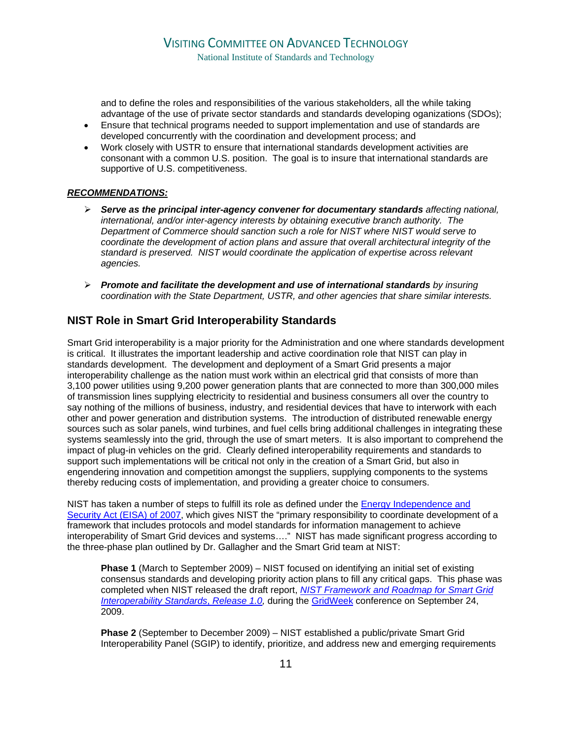and to define the roles and responsibilities of the various stakeholders, all the while taking advantage of the use of private sector standards and standards developing oganizations (SDOs);

- Ensure that technical programs needed to support implementation and use of standards are developed concurrently with the coordination and development process; and
- Work closely with USTR to ensure that international standards development activities are consonant with a common U.S. position. The goal is to insure that international standards are supportive of U.S. competitiveness.

***RECOMMENDATIONS:***

- ***Serve as the principal inter-agency convener for documentary standards*** *affecting national, international, and/or inter-agency interests by obtaining executive branch authority. The Department of Commerce should sanction such a role for NIST where NIST would serve to coordinate the development of action plans and assure that overall architectural integrity of the standard is preserved. NIST would coordinate the application of expertise across relevant agencies.*

- ***Promote and facilitate the development and use of international standards*** *by insuring coordination with the State Department, USTR, and other agencies that share similar interests.*

## NIST Role in Smart Grid Interoperability Standards

Smart Grid interoperability is a major priority for the Administration and one where standards development is critical. It illustrates the important leadership and active coordination role that NIST can play in standards development. The development and deployment of a Smart Grid presents a major interoperability challenge as the nation must work within an electrical grid that consists of more than 3,100 power utilities using 9,200 power generation plants that are connected to more than 300,000 miles of transmission lines supplying electricity to residential and business consumers all over the country to say nothing of the millions of business, industry, and residential devices that have to interwork with each other and power generation and distribution systems. The introduction of distributed renewable energy sources such as solar panels, wind turbines, and fuel cells bring additional challenges in integrating these systems seamlessly into the grid, through the use of smart meters. It is also important to comprehend the impact of plug-in vehicles on the grid. Clearly defined interoperability requirements and standards to support such implementations will be critical not only in the creation of a Smart Grid, but also in engendering innovation and competition amongst the suppliers, supplying components to the systems thereby reducing costs of implementation, and providing a greater choice to consumers.

NIST has taken a number of steps to fulfill its role as defined under the Energy Independence and Security Act (EISA) of 2007, which gives NIST the "primary responsibility to coordinate development of a framework that includes protocols and model standards for information management to achieve interoperability of Smart Grid devices and systems…." NIST has made significant progress according to the three-phase plan outlined by Dr. Gallagher and the Smart Grid team at NIST:

**Phase 1** (March to September 2009) – NIST focused on identifying an initial set of existing consensus standards and developing priority action plans to fill any critical gaps. This phase was completed when NIST released the draft report, *NIST Framework and Roadmap for Smart Grid Interoperability Standards, Release 1.0,* during the GridWeek conference on September 24, 2009.

**Phase 2** (September to December 2009) – NIST established a public/private Smart Grid Interoperability Panel (SGIP) to identify, prioritize, and address new and emerging requirements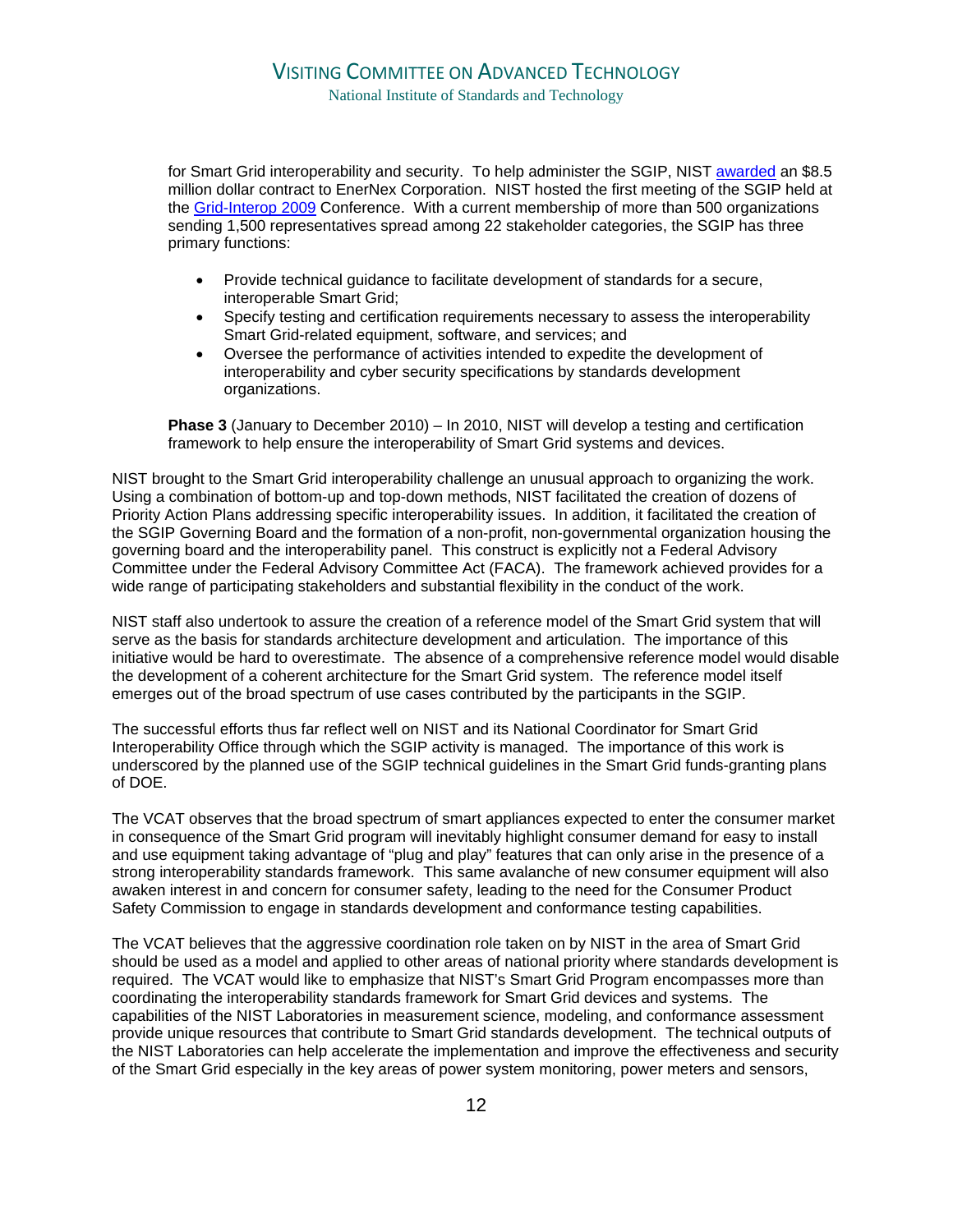for Smart Grid interoperability and security. To help administer the SGIP, NIST [awarded] an $8.5 million dollar contract to EnerNex Corporation. NIST hosted the first meeting of the SGIP held at the [Grid-Interop 2009] Conference. With a current membership of more than 500 organizations sending 1,500 representatives spread among 22 stakeholder categories, the SGIP has three primary functions:

- Provide technical guidance to facilitate development of standards for a secure, interoperable Smart Grid;
- Specify testing and certification requirements necessary to assess the interoperability Smart Grid-related equipment, software, and services; and
- Oversee the performance of activities intended to expedite the development of interoperability and cyber security specifications by standards development organizations.

**Phase 3** (January to December 2010) – In 2010, NIST will develop a testing and certification framework to help ensure the interoperability of Smart Grid systems and devices.

NIST brought to the Smart Grid interoperability challenge an unusual approach to organizing the work. Using a combination of bottom-up and top-down methods, NIST facilitated the creation of dozens of Priority Action Plans addressing specific interoperability issues. In addition, it facilitated the creation of the SGIP Governing Board and the formation of a non-profit, non-governmental organization housing the governing board and the interoperability panel. This construct is explicitly not a Federal Advisory Committee under the Federal Advisory Committee Act (FACA). The framework achieved provides for a wide range of participating stakeholders and substantial flexibility in the conduct of the work.

NIST staff also undertook to assure the creation of a reference model of the Smart Grid system that will serve as the basis for standards architecture development and articulation. The importance of this initiative would be hard to overestimate. The absence of a comprehensive reference model would disable the development of a coherent architecture for the Smart Grid system. The reference model itself emerges out of the broad spectrum of use cases contributed by the participants in the SGIP.

The successful efforts thus far reflect well on NIST and its National Coordinator for Smart Grid Interoperability Office through which the SGIP activity is managed. The importance of this work is underscored by the planned use of the SGIP technical guidelines in the Smart Grid funds-granting plans of DOE.

The VCAT observes that the broad spectrum of smart appliances expected to enter the consumer market in consequence of the Smart Grid program will inevitably highlight consumer demand for easy to install and use equipment taking advantage of "plug and play" features that can only arise in the presence of a strong interoperability standards framework. This same avalanche of new consumer equipment will also awaken interest in and concern for consumer safety, leading to the need for the Consumer Product Safety Commission to engage in standards development and conformance testing capabilities.

The VCAT believes that the aggressive coordination role taken on by NIST in the area of Smart Grid should be used as a model and applied to other areas of national priority where standards development is required. The VCAT would like to emphasize that NIST's Smart Grid Program encompasses more than coordinating the interoperability standards framework for Smart Grid devices and systems. The capabilities of the NIST Laboratories in measurement science, modeling, and conformance assessment provide unique resources that contribute to Smart Grid standards development. The technical outputs of the NIST Laboratories can help accelerate the implementation and improve the effectiveness and security of the Smart Grid especially in the key areas of power system monitoring, power meters and sensors,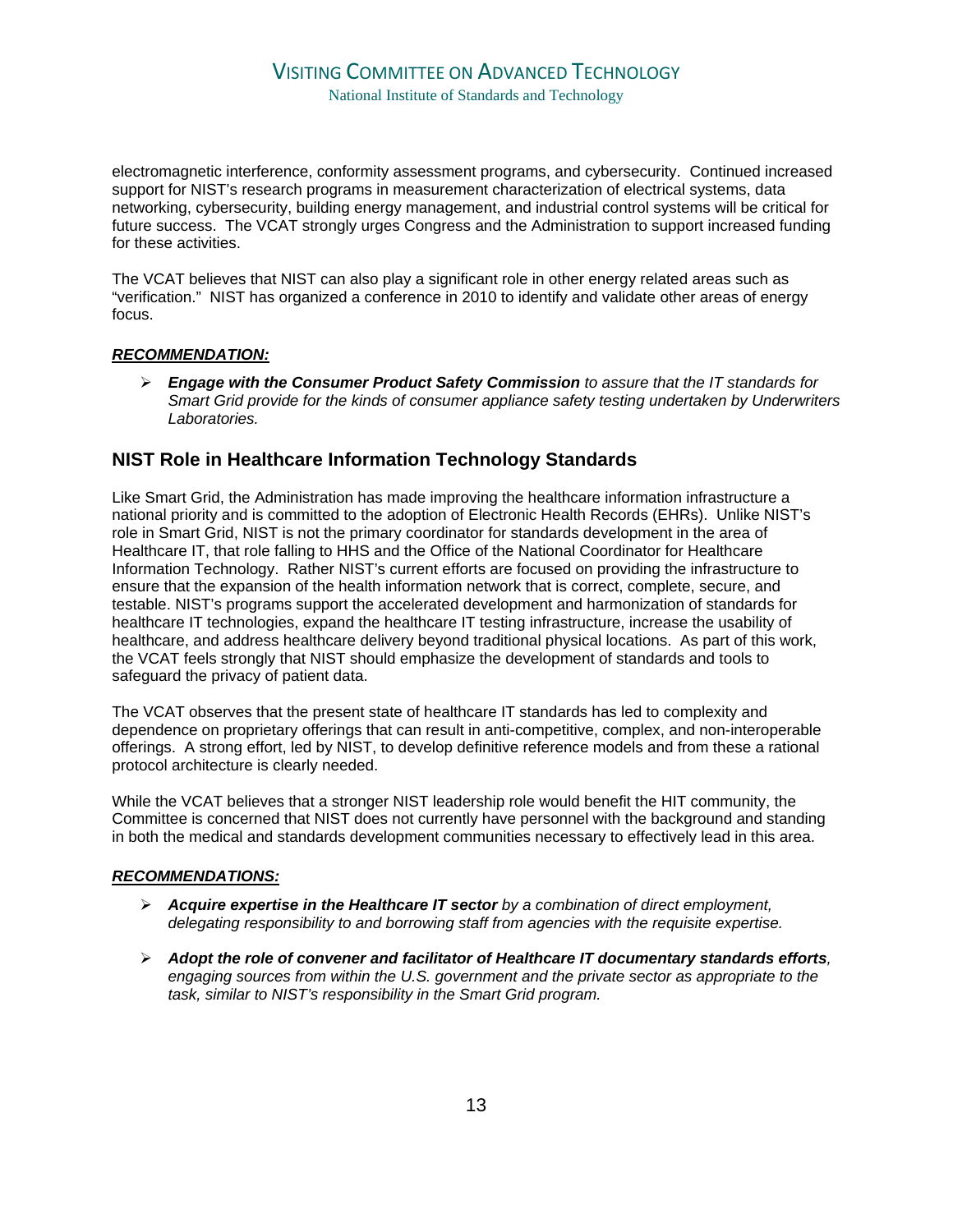electromagnetic interference, conformity assessment programs, and cybersecurity. Continued increased support for NIST's research programs in measurement characterization of electrical systems, data networking, cybersecurity, building energy management, and industrial control systems will be critical for future success. The VCAT strongly urges Congress and the Administration to support increased funding for these activities.

The VCAT believes that NIST can also play a significant role in other energy related areas such as "verification." NIST has organized a conference in 2010 to identify and validate other areas of energy focus.

***RECOMMENDATION:***

- ***Engage with the Consumer Product Safety Commission*** *to assure that the IT standards for Smart Grid provide for the kinds of consumer appliance safety testing undertaken by Underwriters Laboratories.*

## NIST Role in Healthcare Information Technology Standards

Like Smart Grid, the Administration has made improving the healthcare information infrastructure a national priority and is committed to the adoption of Electronic Health Records (EHRs). Unlike NIST's role in Smart Grid, NIST is not the primary coordinator for standards development in the area of Healthcare IT, that role falling to HHS and the Office of the National Coordinator for Healthcare Information Technology. Rather NIST's current efforts are focused on providing the infrastructure to ensure that the expansion of the health information network that is correct, complete, secure, and testable. NIST's programs support the accelerated development and harmonization of standards for healthcare IT technologies, expand the healthcare IT testing infrastructure, increase the usability of healthcare, and address healthcare delivery beyond traditional physical locations. As part of this work, the VCAT feels strongly that NIST should emphasize the development of standards and tools to safeguard the privacy of patient data.

The VCAT observes that the present state of healthcare IT standards has led to complexity and dependence on proprietary offerings that can result in anti-competitive, complex, and non-interoperable offerings. A strong effort, led by NIST, to develop definitive reference models and from these a rational protocol architecture is clearly needed.

While the VCAT believes that a stronger NIST leadership role would benefit the HIT community, the Committee is concerned that NIST does not currently have personnel with the background and standing in both the medical and standards development communities necessary to effectively lead in this area.

***RECOMMENDATIONS:***

- ***Acquire expertise in the Healthcare IT sector*** *by a combination of direct employment, delegating responsibility to and borrowing staff from agencies with the requisite expertise.*

- ***Adopt the role of convener and facilitator of Healthcare IT documentary standards efforts****, engaging sources from within the U.S. government and the private sector as appropriate to the task, similar to NIST's responsibility in the Smart Grid program.*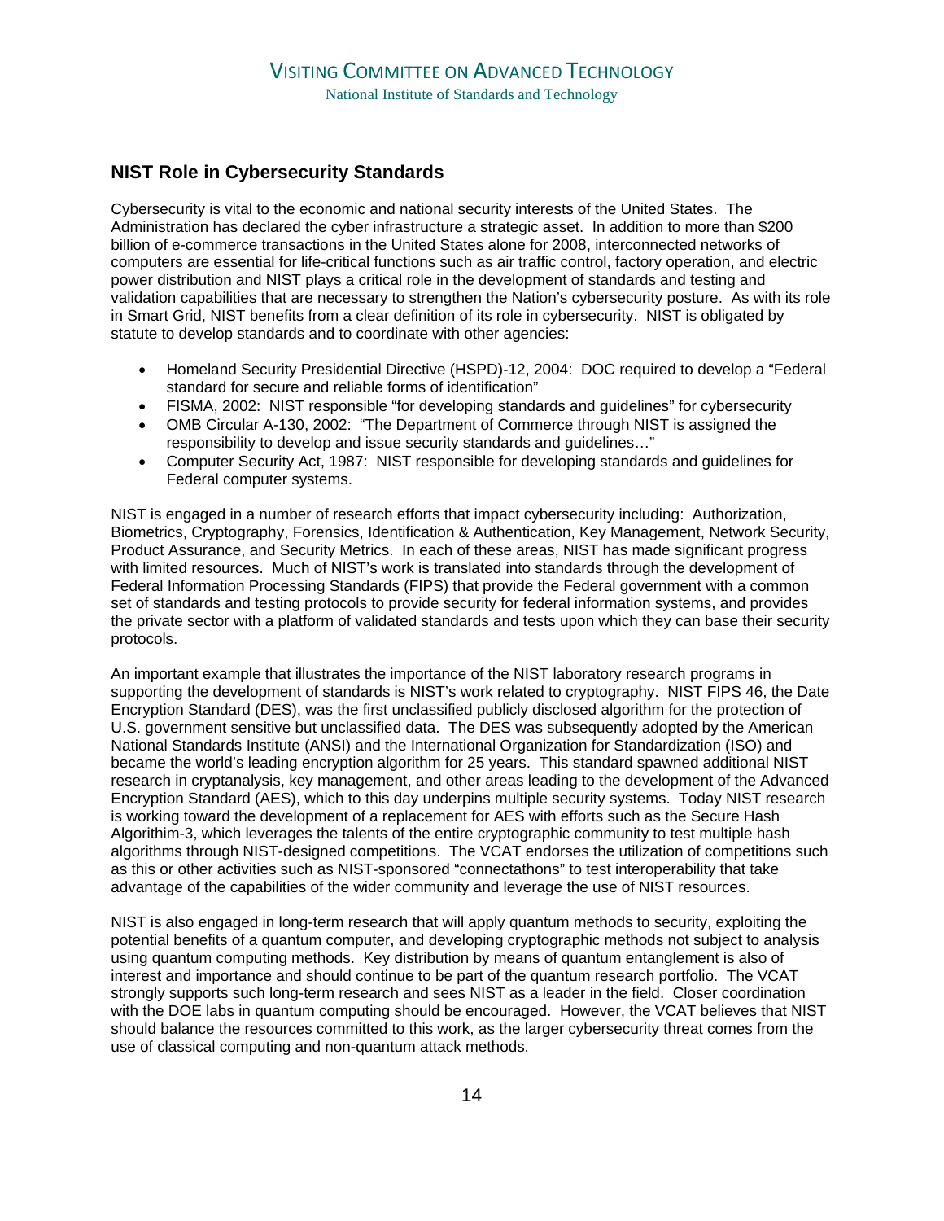## NIST Role in Cybersecurity Standards

Cybersecurity is vital to the economic and national security interests of the United States. The Administration has declared the cyber infrastructure a strategic asset. In addition to more than $200 billion of e-commerce transactions in the United States alone for 2008, interconnected networks of computers are essential for life-critical functions such as air traffic control, factory operation, and electric power distribution and NIST plays a critical role in the development of standards and testing and validation capabilities that are necessary to strengthen the Nation's cybersecurity posture. As with its role in Smart Grid, NIST benefits from a clear definition of its role in cybersecurity. NIST is obligated by statute to develop standards and to coordinate with other agencies:

- Homeland Security Presidential Directive (HSPD)-12, 2004: DOC required to develop a "Federal standard for secure and reliable forms of identification"
- FISMA, 2002: NIST responsible "for developing standards and guidelines" for cybersecurity
- OMB Circular A-130, 2002: "The Department of Commerce through NIST is assigned the responsibility to develop and issue security standards and guidelines…"
- Computer Security Act, 1987: NIST responsible for developing standards and guidelines for Federal computer systems.

NIST is engaged in a number of research efforts that impact cybersecurity including: Authorization, Biometrics, Cryptography, Forensics, Identification & Authentication, Key Management, Network Security, Product Assurance, and Security Metrics. In each of these areas, NIST has made significant progress with limited resources. Much of NIST's work is translated into standards through the development of Federal Information Processing Standards (FIPS) that provide the Federal government with a common set of standards and testing protocols to provide security for federal information systems, and provides the private sector with a platform of validated standards and tests upon which they can base their security protocols.

An important example that illustrates the importance of the NIST laboratory research programs in supporting the development of standards is NIST's work related to cryptography. NIST FIPS 46, the Date Encryption Standard (DES), was the first unclassified publicly disclosed algorithm for the protection of U.S. government sensitive but unclassified data. The DES was subsequently adopted by the American National Standards Institute (ANSI) and the International Organization for Standardization (ISO) and became the world's leading encryption algorithm for 25 years. This standard spawned additional NIST research in cryptanalysis, key management, and other areas leading to the development of the Advanced Encryption Standard (AES), which to this day underpins multiple security systems. Today NIST research is working toward the development of a replacement for AES with efforts such as the Secure Hash Algorithim-3, which leverages the talents of the entire cryptographic community to test multiple hash algorithms through NIST-designed competitions. The VCAT endorses the utilization of competitions such as this or other activities such as NIST-sponsored "connectathons" to test interoperability that take advantage of the capabilities of the wider community and leverage the use of NIST resources.

NIST is also engaged in long-term research that will apply quantum methods to security, exploiting the potential benefits of a quantum computer, and developing cryptographic methods not subject to analysis using quantum computing methods. Key distribution by means of quantum entanglement is also of interest and importance and should continue to be part of the quantum research portfolio. The VCAT strongly supports such long-term research and sees NIST as a leader in the field. Closer coordination with the DOE labs in quantum computing should be encouraged. However, the VCAT believes that NIST should balance the resources committed to this work, as the larger cybersecurity threat comes from the use of classical computing and non-quantum attack methods.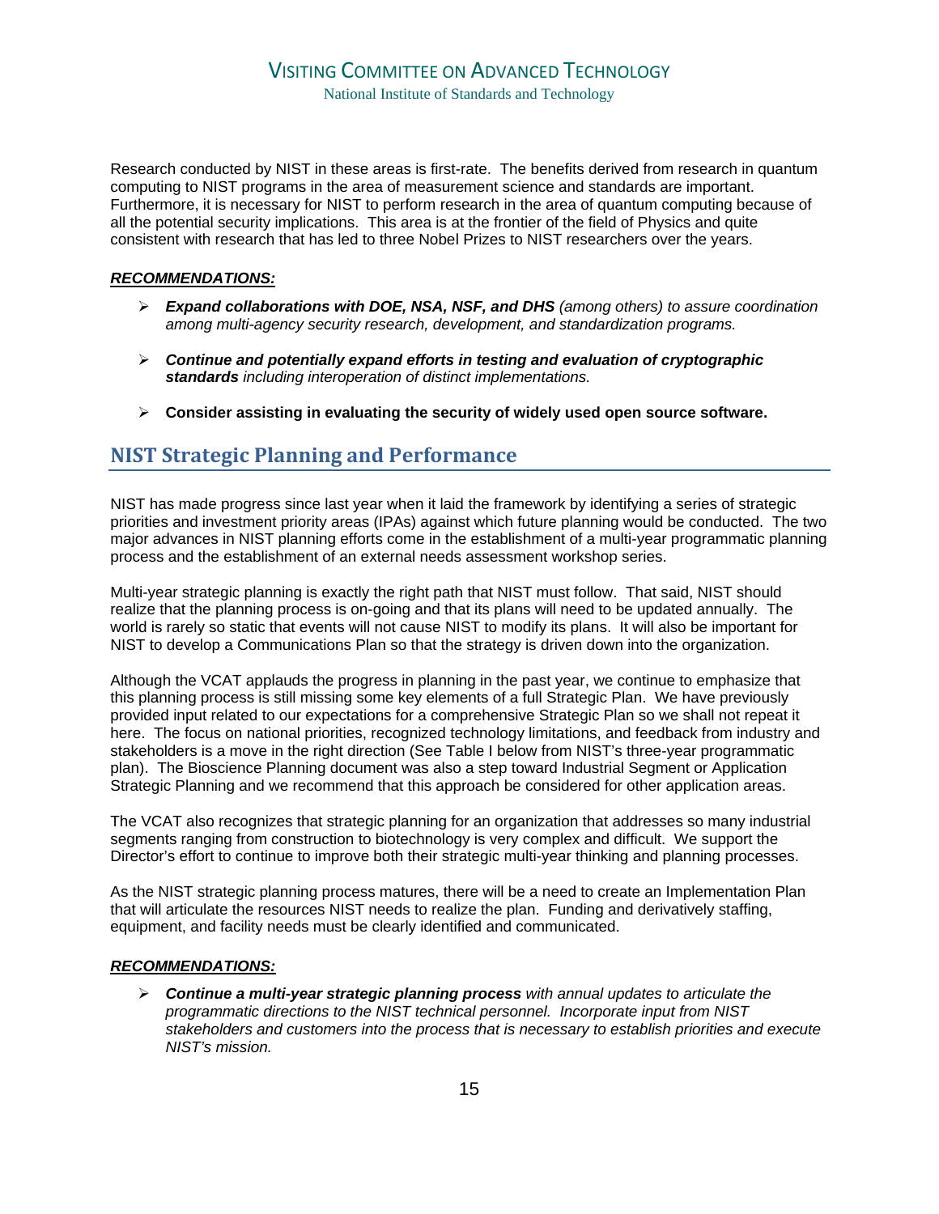Research conducted by NIST in these areas is first-rate. The benefits derived from research in quantum computing to NIST programs in the area of measurement science and standards are important. Furthermore, it is necessary for NIST to perform research in the area of quantum computing because of all the potential security implications. This area is at the frontier of the field of Physics and quite consistent with research that has led to three Nobel Prizes to NIST researchers over the years.

***RECOMMENDATIONS:***

- ***Expand collaborations with DOE, NSA, NSF, and DHS*** *(among others) to assure coordination among multi-agency security research, development, and standardization programs.*

- ***Continue and potentially expand efforts in testing and evaluation of cryptographic standards*** *including interoperation of distinct implementations.*

- **Consider assisting in evaluating the security of widely used open source software.**

## NIST Strategic Planning and Performance

NIST has made progress since last year when it laid the framework by identifying a series of strategic priorities and investment priority areas (IPAs) against which future planning would be conducted. The two major advances in NIST planning efforts come in the establishment of a multi-year programmatic planning process and the establishment of an external needs assessment workshop series.

Multi-year strategic planning is exactly the right path that NIST must follow. That said, NIST should realize that the planning process is on-going and that its plans will need to be updated annually. The world is rarely so static that events will not cause NIST to modify its plans. It will also be important for NIST to develop a Communications Plan so that the strategy is driven down into the organization.

Although the VCAT applauds the progress in planning in the past year, we continue to emphasize that this planning process is still missing some key elements of a full Strategic Plan. We have previously provided input related to our expectations for a comprehensive Strategic Plan so we shall not repeat it here. The focus on national priorities, recognized technology limitations, and feedback from industry and stakeholders is a move in the right direction (See Table I below from NIST's three-year programmatic plan). The Bioscience Planning document was also a step toward Industrial Segment or Application Strategic Planning and we recommend that this approach be considered for other application areas.

The VCAT also recognizes that strategic planning for an organization that addresses so many industrial segments ranging from construction to biotechnology is very complex and difficult. We support the Director's effort to continue to improve both their strategic multi-year thinking and planning processes.

As the NIST strategic planning process matures, there will be a need to create an Implementation Plan that will articulate the resources NIST needs to realize the plan. Funding and derivatively staffing, equipment, and facility needs must be clearly identified and communicated.

***RECOMMENDATIONS:***

- ***Continue a multi-year strategic planning process*** *with annual updates to articulate the programmatic directions to the NIST technical personnel. Incorporate input from NIST stakeholders and customers into the process that is necessary to establish priorities and execute NIST's mission.*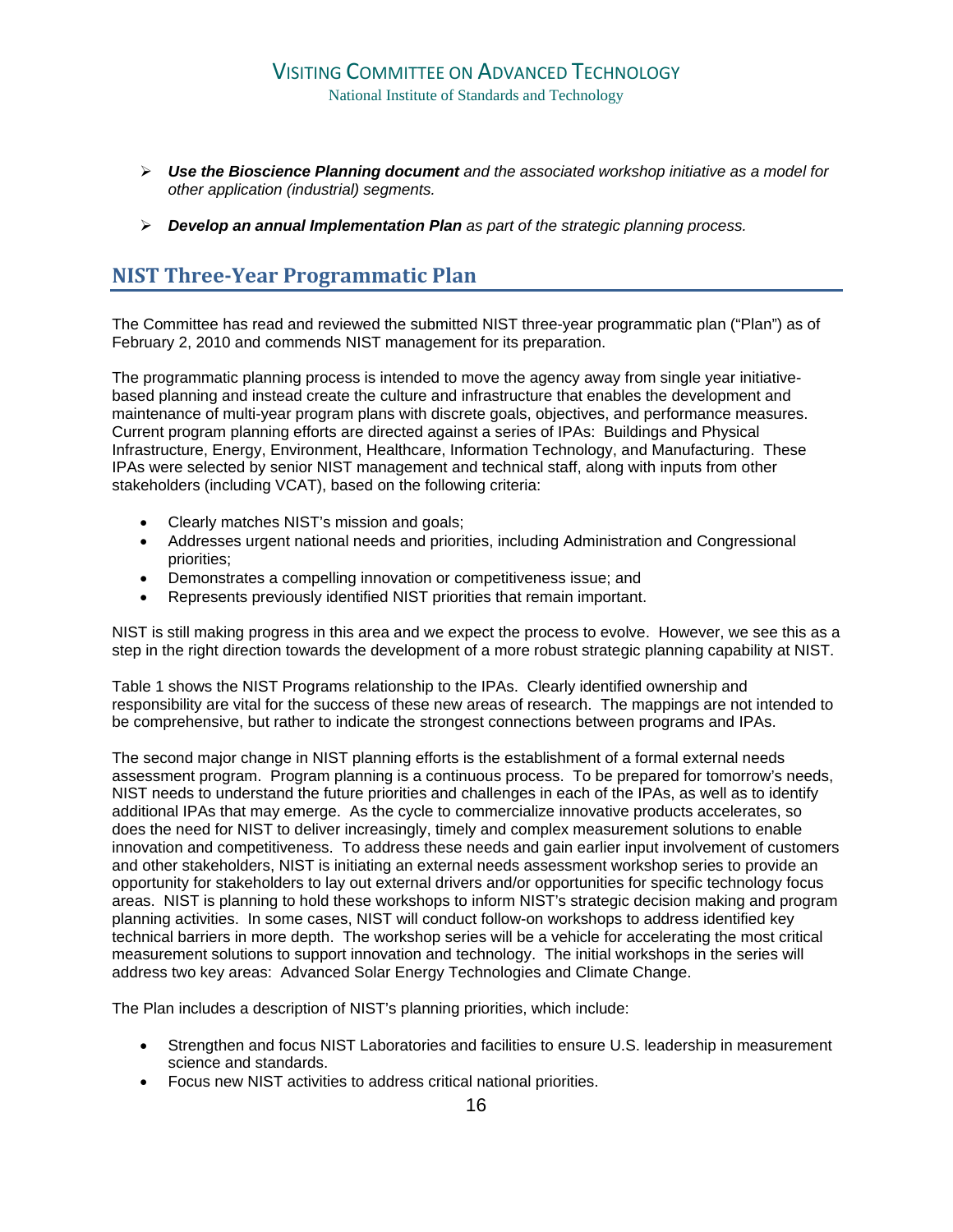- ***Use the Bioscience Planning document** and the associated workshop initiative as a model for other application (industrial) segments.*

- ***Develop an annual Implementation Plan** as part of the strategic planning process.*

## NIST Three-Year Programmatic Plan

The Committee has read and reviewed the submitted NIST three-year programmatic plan ("Plan") as of February 2, 2010 and commends NIST management for its preparation.

The programmatic planning process is intended to move the agency away from single year initiative-based planning and instead create the culture and infrastructure that enables the development and maintenance of multi-year program plans with discrete goals, objectives, and performance measures. Current program planning efforts are directed against a series of IPAs: Buildings and Physical Infrastructure, Energy, Environment, Healthcare, Information Technology, and Manufacturing. These IPAs were selected by senior NIST management and technical staff, along with inputs from other stakeholders (including VCAT), based on the following criteria:

- Clearly matches NIST's mission and goals;
- Addresses urgent national needs and priorities, including Administration and Congressional priorities;
- Demonstrates a compelling innovation or competitiveness issue; and
- Represents previously identified NIST priorities that remain important.

NIST is still making progress in this area and we expect the process to evolve. However, we see this as a step in the right direction towards the development of a more robust strategic planning capability at NIST.

Table 1 shows the NIST Programs relationship to the IPAs. Clearly identified ownership and responsibility are vital for the success of these new areas of research. The mappings are not intended to be comprehensive, but rather to indicate the strongest connections between programs and IPAs.

The second major change in NIST planning efforts is the establishment of a formal external needs assessment program. Program planning is a continuous process. To be prepared for tomorrow's needs, NIST needs to understand the future priorities and challenges in each of the IPAs, as well as to identify additional IPAs that may emerge. As the cycle to commercialize innovative products accelerates, so does the need for NIST to deliver increasingly, timely and complex measurement solutions to enable innovation and competitiveness. To address these needs and gain earlier input involvement of customers and other stakeholders, NIST is initiating an external needs assessment workshop series to provide an opportunity for stakeholders to lay out external drivers and/or opportunities for specific technology focus areas. NIST is planning to hold these workshops to inform NIST's strategic decision making and program planning activities. In some cases, NIST will conduct follow-on workshops to address identified key technical barriers in more depth. The workshop series will be a vehicle for accelerating the most critical measurement solutions to support innovation and technology. The initial workshops in the series will address two key areas: Advanced Solar Energy Technologies and Climate Change.

The Plan includes a description of NIST's planning priorities, which include:

- Strengthen and focus NIST Laboratories and facilities to ensure U.S. leadership in measurement science and standards.
- Focus new NIST activities to address critical national priorities.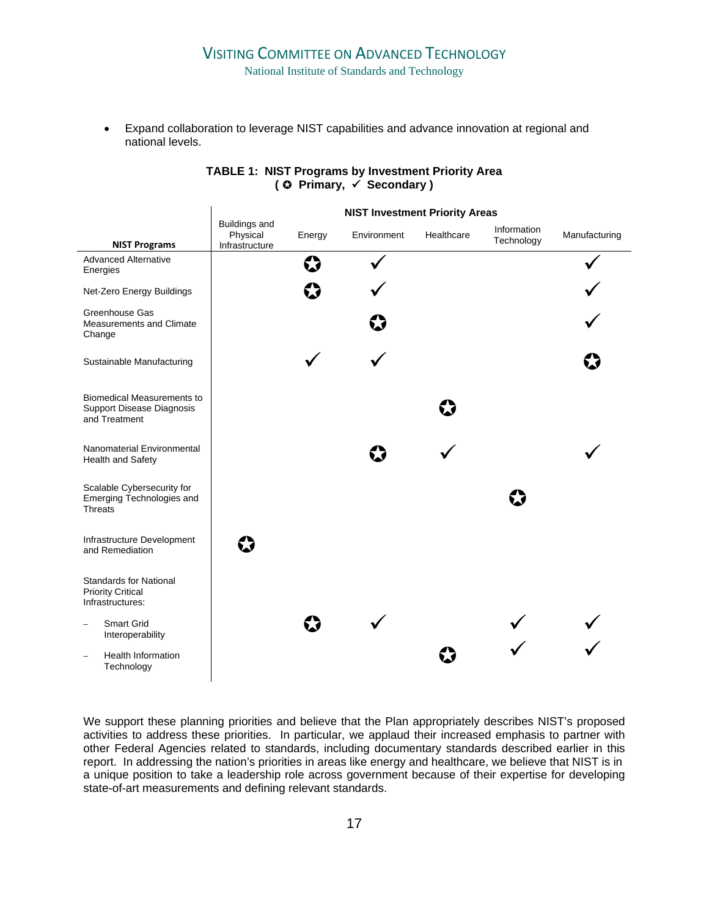- Expand collaboration to leverage NIST capabilities and advance innovation at regional and national levels.

**TABLE 1: NIST Programs by Investment Priority Area**
**( ✪ Primary, ✓ Secondary )**

| NIST Programs | NIST Investment Priority Areas | | | | | |
|---|---|---|---|---|---|---|
| | Buildings and Physical Infrastructure | Energy | Environment | Healthcare | Information Technology | Manufacturing |
| Advanced Alternative Energies | | ✪ | ✓ | | | ✓ |
| Net-Zero Energy Buildings | | ✪ | ✓ | | | ✓ |
| Greenhouse Gas Measurements and Climate Change | | | ✪ | | | ✓ |
| Sustainable Manufacturing | | ✓ | ✓ | | | ✪ |
| Biomedical Measurements to Support Disease Diagnosis and Treatment | | | | ✪ | | |
| Nanomaterial Environmental Health and Safety | | | ✪ | ✓ | | ✓ |
| Scalable Cybersecurity for Emerging Technologies and Threats | | | | | ✪ | |
| Infrastructure Development and Remediation | ✪ | | | | | |
| Standards for National Priority Critical Infrastructures: | | | | | | |
| – Smart Grid Interoperability | | ✪ | ✓ | | ✓ | ✓ |
| – Health Information Technology | | | | ✪ | ✓ | ✓ |

We support these planning priorities and believe that the Plan appropriately describes NIST's proposed activities to address these priorities. In particular, we applaud their increased emphasis to partner with other Federal Agencies related to standards, including documentary standards described earlier in this report. In addressing the nation's priorities in areas like energy and healthcare, we believe that NIST is in a unique position to take a leadership role across government because of their expertise for developing state-of-art measurements and defining relevant standards.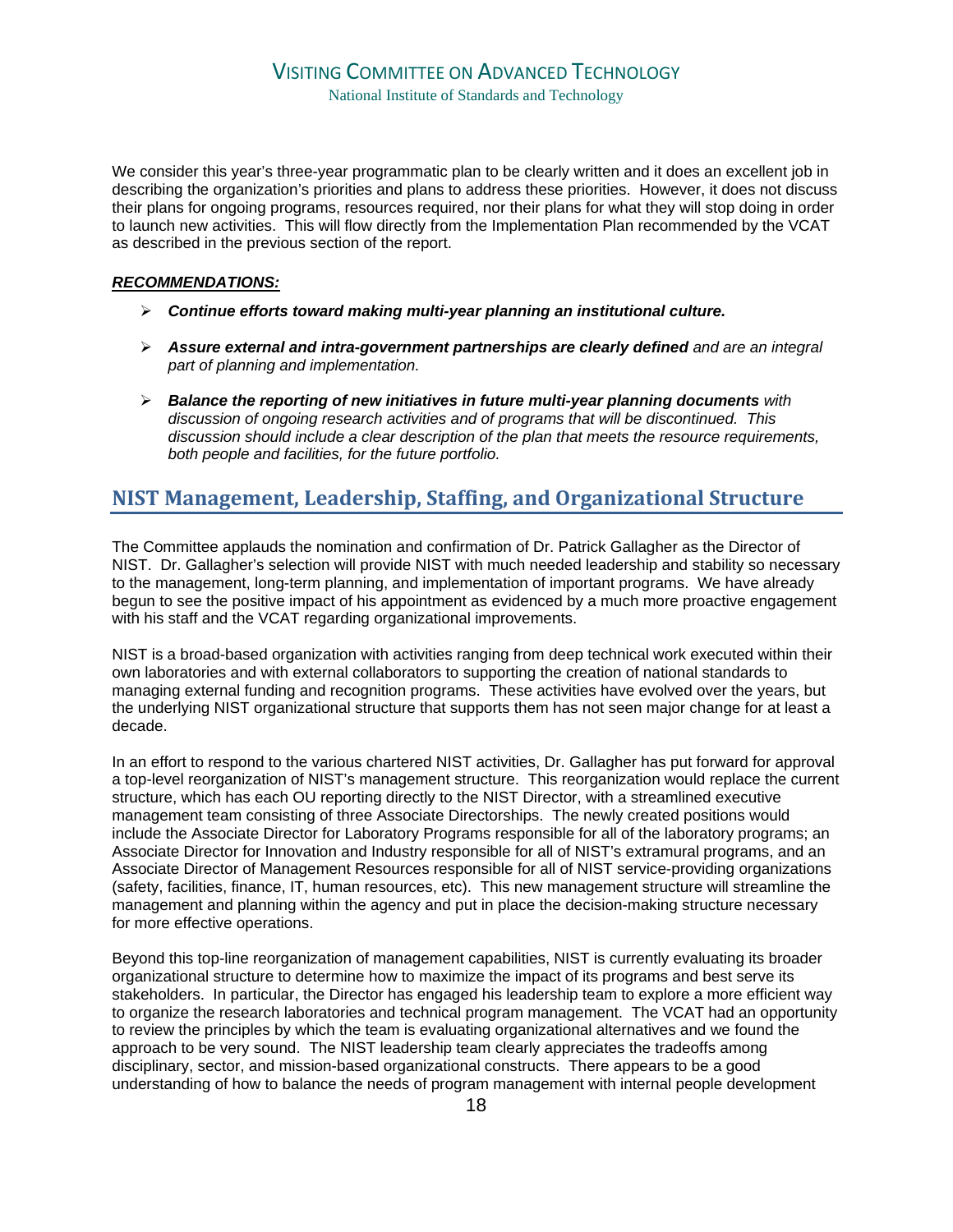We consider this year's three-year programmatic plan to be clearly written and it does an excellent job in describing the organization's priorities and plans to address these priorities. However, it does not discuss their plans for ongoing programs, resources required, nor their plans for what they will stop doing in order to launch new activities. This will flow directly from the Implementation Plan recommended by the VCAT as described in the previous section of the report.

***RECOMMENDATIONS:***

- ***Continue efforts toward making multi-year planning an institutional culture.***
- ***Assure external and intra-government partnerships are clearly defined*** *and are an integral part of planning and implementation.*
- ***Balance the reporting of new initiatives in future multi-year planning documents*** *with discussion of ongoing research activities and of programs that will be discontinued. This discussion should include a clear description of the plan that meets the resource requirements, both people and facilities, for the future portfolio.*

## NIST Management, Leadership, Staffing, and Organizational Structure

The Committee applauds the nomination and confirmation of Dr. Patrick Gallagher as the Director of NIST. Dr. Gallagher's selection will provide NIST with much needed leadership and stability so necessary to the management, long-term planning, and implementation of important programs. We have already begun to see the positive impact of his appointment as evidenced by a much more proactive engagement with his staff and the VCAT regarding organizational improvements.

NIST is a broad-based organization with activities ranging from deep technical work executed within their own laboratories and with external collaborators to supporting the creation of national standards to managing external funding and recognition programs. These activities have evolved over the years, but the underlying NIST organizational structure that supports them has not seen major change for at least a decade.

In an effort to respond to the various chartered NIST activities, Dr. Gallagher has put forward for approval a top-level reorganization of NIST's management structure. This reorganization would replace the current structure, which has each OU reporting directly to the NIST Director, with a streamlined executive management team consisting of three Associate Directorships. The newly created positions would include the Associate Director for Laboratory Programs responsible for all of the laboratory programs; an Associate Director for Innovation and Industry responsible for all of NIST's extramural programs, and an Associate Director of Management Resources responsible for all of NIST service-providing organizations (safety, facilities, finance, IT, human resources, etc). This new management structure will streamline the management and planning within the agency and put in place the decision-making structure necessary for more effective operations.

Beyond this top-line reorganization of management capabilities, NIST is currently evaluating its broader organizational structure to determine how to maximize the impact of its programs and best serve its stakeholders. In particular, the Director has engaged his leadership team to explore a more efficient way to organize the research laboratories and technical program management. The VCAT had an opportunity to review the principles by which the team is evaluating organizational alternatives and we found the approach to be very sound. The NIST leadership team clearly appreciates the tradeoffs among disciplinary, sector, and mission-based organizational constructs. There appears to be a good understanding of how to balance the needs of program management with internal people development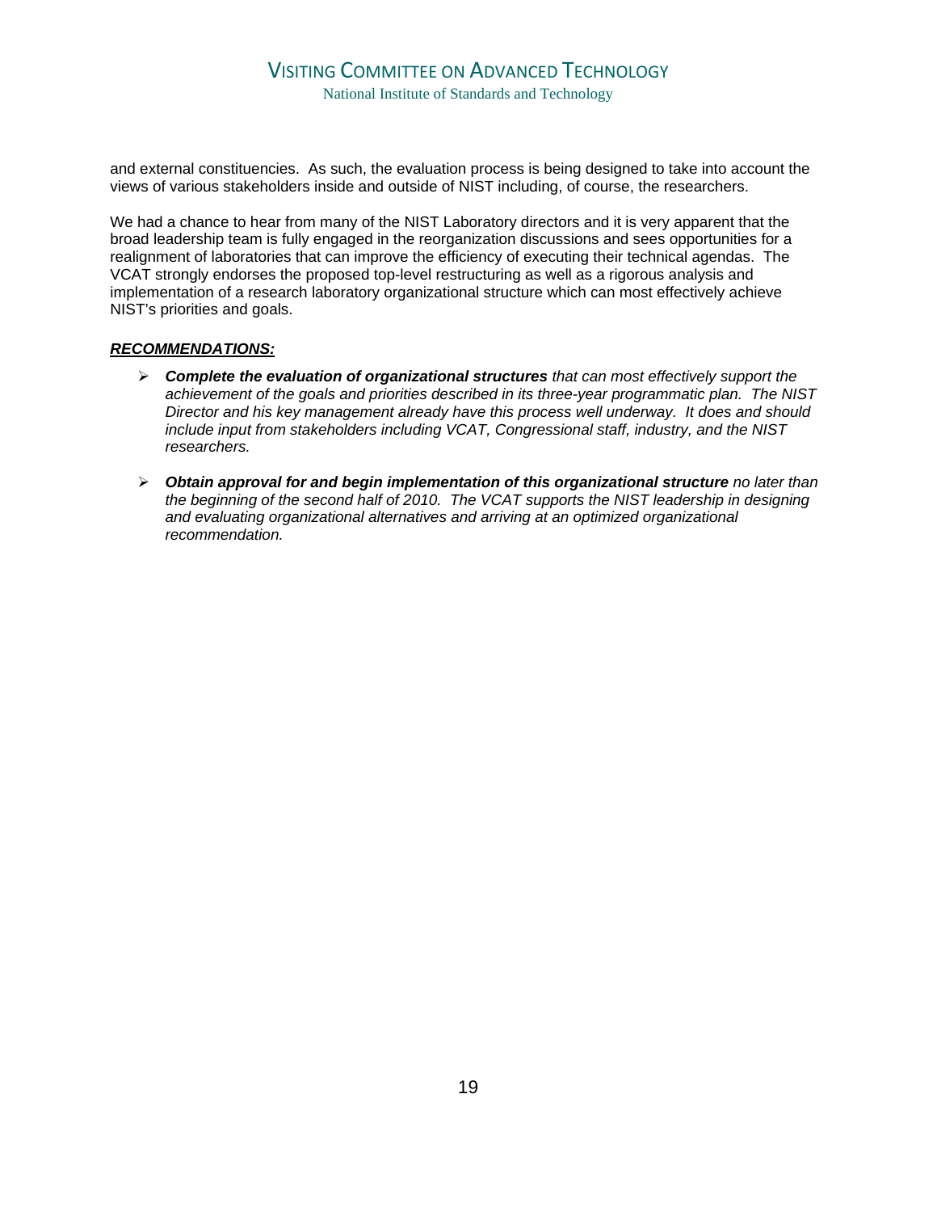and external constituencies. As such, the evaluation process is being designed to take into account the views of various stakeholders inside and outside of NIST including, of course, the researchers.

We had a chance to hear from many of the NIST Laboratory directors and it is very apparent that the broad leadership team is fully engaged in the reorganization discussions and sees opportunities for a realignment of laboratories that can improve the efficiency of executing their technical agendas. The VCAT strongly endorses the proposed top-level restructuring as well as a rigorous analysis and implementation of a research laboratory organizational structure which can most effectively achieve NIST's priorities and goals.

***RECOMMENDATIONS:***

- ***Complete the evaluation of organizational structures*** *that can most effectively support the achievement of the goals and priorities described in its three-year programmatic plan. The NIST Director and his key management already have this process well underway. It does and should include input from stakeholders including VCAT, Congressional staff, industry, and the NIST researchers.*

- ***Obtain approval for and begin implementation of this organizational structure*** *no later than the beginning of the second half of 2010. The VCAT supports the NIST leadership in designing and evaluating organizational alternatives and arriving at an optimized organizational recommendation.*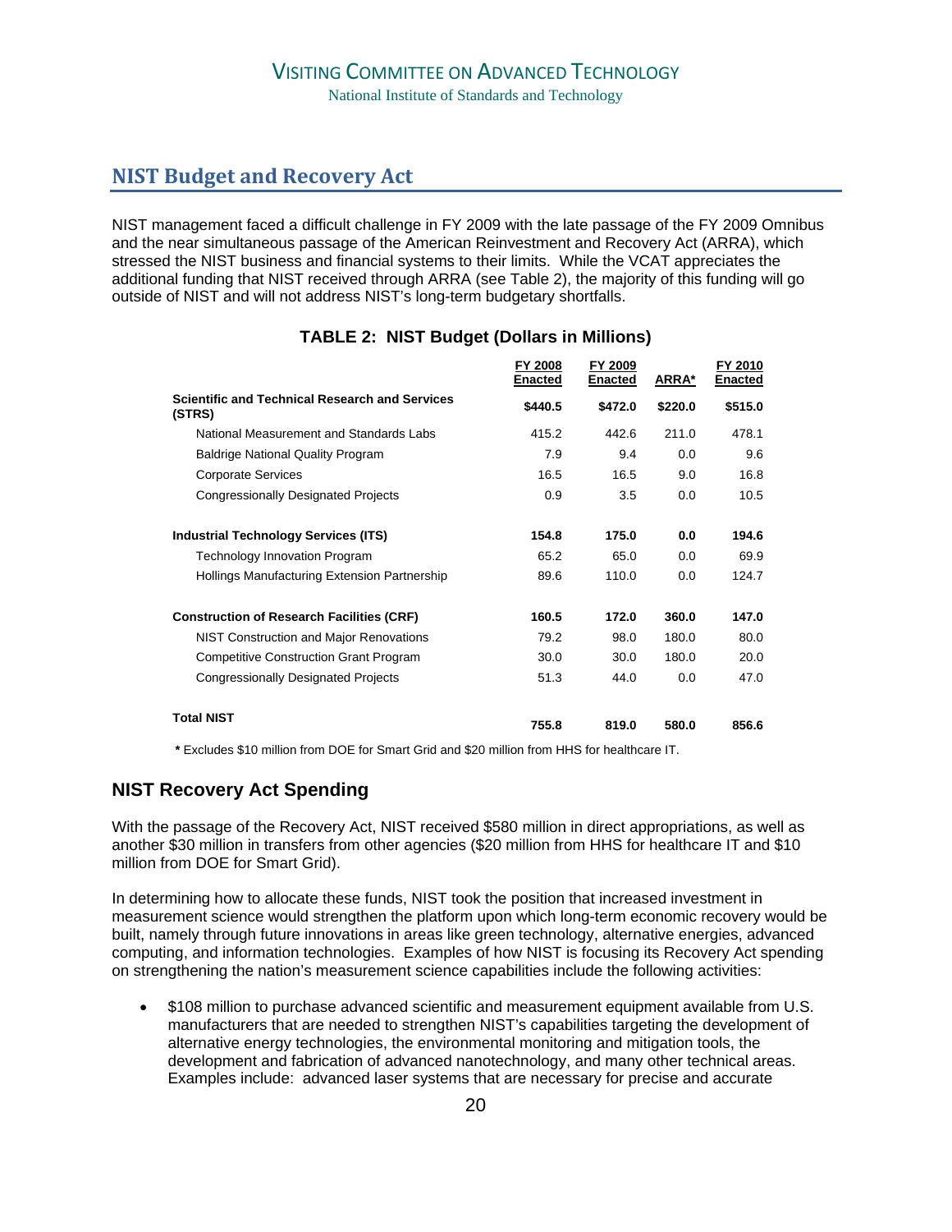## NIST Budget and Recovery Act

NIST management faced a difficult challenge in FY 2009 with the late passage of the FY 2009 Omnibus and the near simultaneous passage of the American Reinvestment and Recovery Act (ARRA), which stressed the NIST business and financial systems to their limits. While the VCAT appreciates the additional funding that NIST received through ARRA (see Table 2), the majority of this funding will go outside of NIST and will not address NIST's long-term budgetary shortfalls.

**TABLE 2: NIST Budget (Dollars in Millions)**

| | FY 2008 Enacted | FY 2009 Enacted | ARRA* | FY 2010 Enacted |
|---|---|---|---|---|
| **Scientific and Technical Research and Services (STRS)** | **$440.5** | **$472.0** | **$220.0** | **$515.0** |
| National Measurement and Standards Labs | 415.2 | 442.6 | 211.0 | 478.1 |
| Baldrige National Quality Program | 7.9 | 9.4 | 0.0 | 9.6 |
| Corporate Services | 16.5 | 16.5 | 9.0 | 16.8 |
| Congressionally Designated Projects | 0.9 | 3.5 | 0.0 | 10.5 |
| **Industrial Technology Services (ITS)** | **154.8** | **175.0** | **0.0** | **194.6** |
| Technology Innovation Program | 65.2 | 65.0 | 0.0 | 69.9 |
| Hollings Manufacturing Extension Partnership | 89.6 | 110.0 | 0.0 | 124.7 |
| **Construction of Research Facilities (CRF)** | **160.5** | **172.0** | **360.0** | **147.0** |
| NIST Construction and Major Renovations | 79.2 | 98.0 | 180.0 | 80.0 |
| Competitive Construction Grant Program | 30.0 | 30.0 | 180.0 | 20.0 |
| Congressionally Designated Projects | 51.3 | 44.0 | 0.0 | 47.0 |
| **Total NIST** | **755.8** | **819.0** | **580.0** | **856.6** |

**\*** Excludes $10 million from DOE for Smart Grid and $20 million from HHS for healthcare IT.

### NIST Recovery Act Spending

With the passage of the Recovery Act, NIST received $580 million in direct appropriations, as well as another $30 million in transfers from other agencies ($20 million from HHS for healthcare IT and $10 million from DOE for Smart Grid).

In determining how to allocate these funds, NIST took the position that increased investment in measurement science would strengthen the platform upon which long-term economic recovery would be built, namely through future innovations in areas like green technology, alternative energies, advanced computing, and information technologies. Examples of how NIST is focusing its Recovery Act spending on strengthening the nation's measurement science capabilities include the following activities:

- $108 million to purchase advanced scientific and measurement equipment available from U.S. manufacturers that are needed to strengthen NIST's capabilities targeting the development of alternative energy technologies, the environmental monitoring and mitigation tools, the development and fabrication of advanced nanotechnology, and many other technical areas. Examples include: advanced laser systems that are necessary for precise and accurate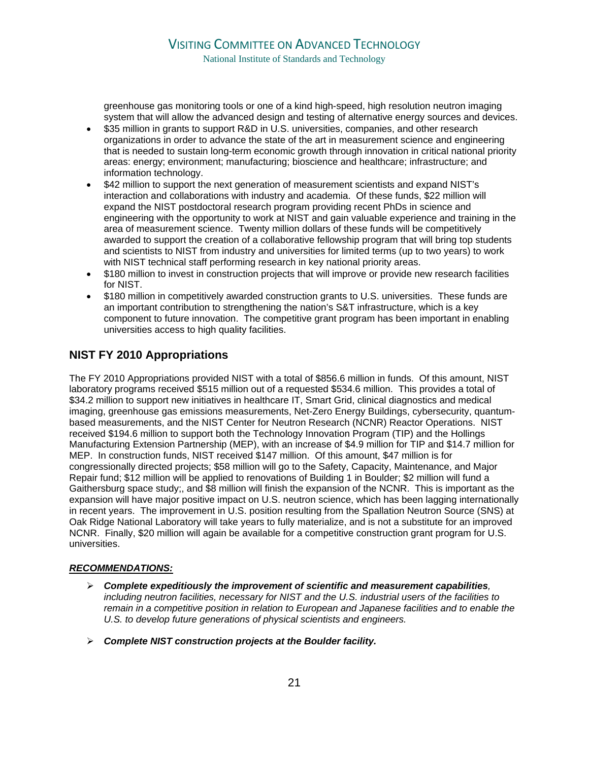greenhouse gas monitoring tools or one of a kind high-speed, high resolution neutron imaging system that will allow the advanced design and testing of alternative energy sources and devices.

- $35 million in grants to support R&D in U.S. universities, companies, and other research organizations in order to advance the state of the art in measurement science and engineering that is needed to sustain long-term economic growth through innovation in critical national priority areas: energy; environment; manufacturing; bioscience and healthcare; infrastructure; and information technology.
- $42 million to support the next generation of measurement scientists and expand NIST's interaction and collaborations with industry and academia. Of these funds, $22 million will expand the NIST postdoctoral research program providing recent PhDs in science and engineering with the opportunity to work at NIST and gain valuable experience and training in the area of measurement science. Twenty million dollars of these funds will be competitively awarded to support the creation of a collaborative fellowship program that will bring top students and scientists to NIST from industry and universities for limited terms (up to two years) to work with NIST technical staff performing research in key national priority areas.
- $180 million to invest in construction projects that will improve or provide new research facilities for NIST.
- $180 million in competitively awarded construction grants to U.S. universities. These funds are an important contribution to strengthening the nation's S&T infrastructure, which is a key component to future innovation. The competitive grant program has been important in enabling universities access to high quality facilities.

## NIST FY 2010 Appropriations

The FY 2010 Appropriations provided NIST with a total of $856.6 million in funds. Of this amount, NIST laboratory programs received $515 million out of a requested $534.6 million. This provides a total of $34.2 million to support new initiatives in healthcare IT, Smart Grid, clinical diagnostics and medical imaging, greenhouse gas emissions measurements, Net-Zero Energy Buildings, cybersecurity, quantum-based measurements, and the NIST Center for Neutron Research (NCNR) Reactor Operations. NIST received $194.6 million to support both the Technology Innovation Program (TIP) and the Hollings Manufacturing Extension Partnership (MEP), with an increase of $4.9 million for TIP and $14.7 million for MEP. In construction funds, NIST received $147 million. Of this amount, $47 million is for congressionally directed projects; $58 million will go to the Safety, Capacity, Maintenance, and Major Repair fund; $12 million will be applied to renovations of Building 1 in Boulder; $2 million will fund a Gaithersburg space study;, and $8 million will finish the expansion of the NCNR. This is important as the expansion will have major positive impact on U.S. neutron science, which has been lagging internationally in recent years. The improvement in U.S. position resulting from the Spallation Neutron Source (SNS) at Oak Ridge National Laboratory will take years to fully materialize, and is not a substitute for an improved NCNR. Finally, $20 million will again be available for a competitive construction grant program for U.S. universities.

***RECOMMENDATIONS:***

- ***Complete expeditiously the improvement of scientific and measurement capabilities**, including neutron facilities, necessary for NIST and the U.S. industrial users of the facilities to remain in a competitive position in relation to European and Japanese facilities and to enable the U.S. to develop future generations of physical scientists and engineers.*

- ***Complete NIST construction projects at the Boulder facility.***